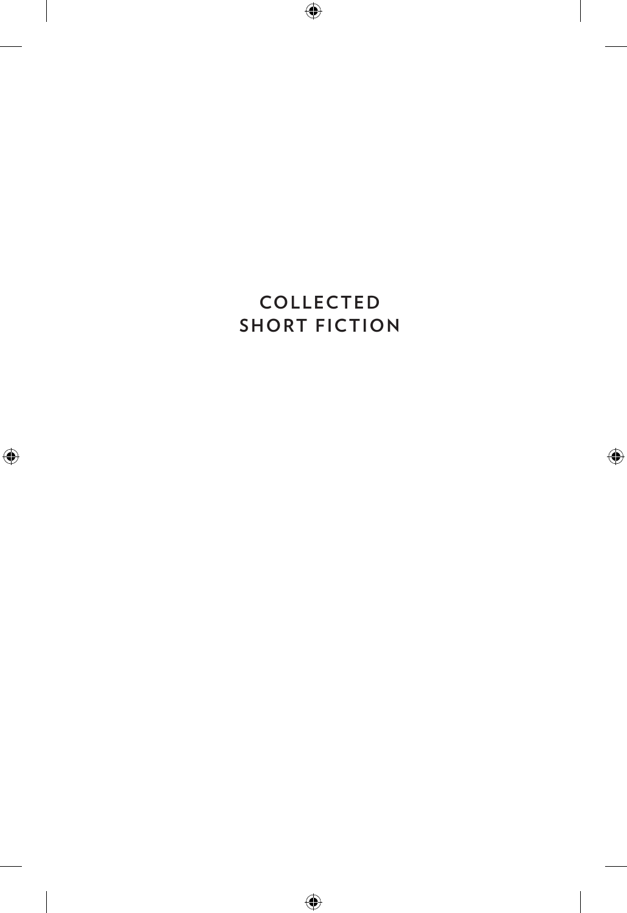# COLLECTED SHORT FICTION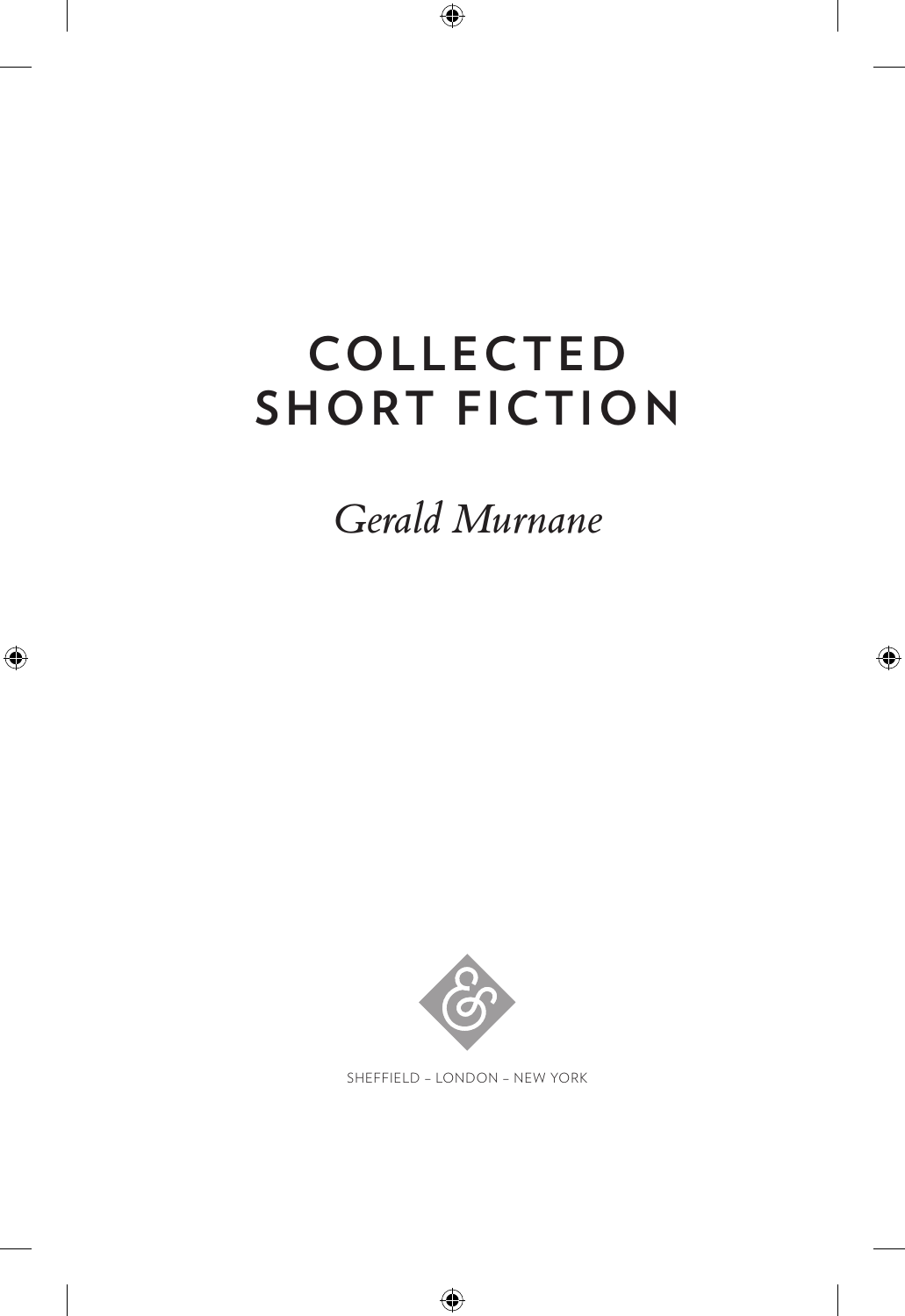# COLLECTED SHORT FICTION

*Gerald Murnane*

SHEFFIELD – LONDON – NEW YORK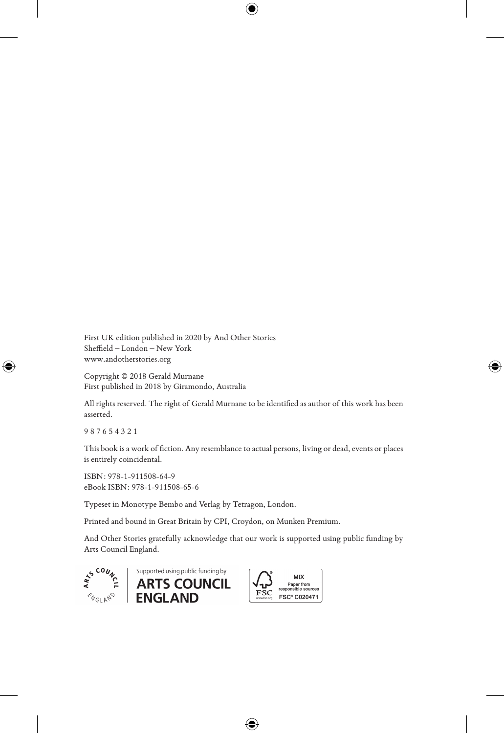First UK edition published in 2020 by And Other Stories
Sheffield – London – New York
www.andotherstories.org

Copyright © 2018 Gerald Murnane
First published in 2018 by Giramondo, Australia

All rights reserved. The right of Gerald Murnane to be identified as author of this work has been asserted.

9 8 7 6 5 4 3 2 1

This book is a work of fiction. Any resemblance to actual persons, living or dead, events or places is entirely coincidental.

ISBN: 978-1-911508-64-9
eBook ISBN: 978-1-911508-65-6

Typeset in Monotype Bembo and Verlag by Tetragon, London.

Printed and bound in Great Britain by CPI, Croydon, on Munken Premium.

And Other Stories gratefully acknowledge that our work is supported using public funding by Arts Council England.

Supported using public funding by ARTS COUNCIL ENGLAND

MIX Paper from responsible sources FSC® C020471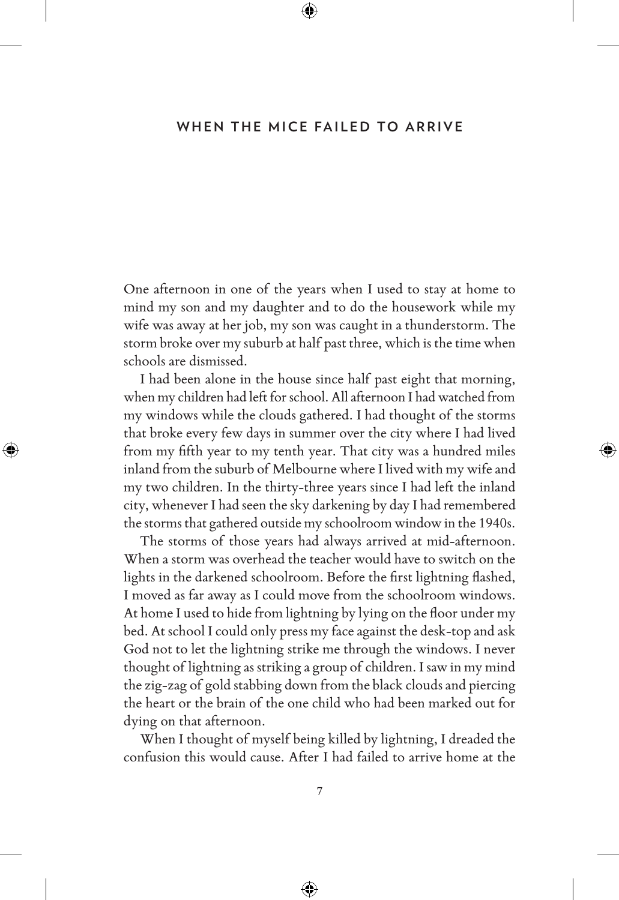## WHEN THE MICE FAILED TO ARRIVE

One afternoon in one of the years when I used to stay at home to mind my son and my daughter and to do the housework while my wife was away at her job, my son was caught in a thunderstorm. The storm broke over my suburb at half past three, which is the time when schools are dismissed.

I had been alone in the house since half past eight that morning, when my children had left for school. All afternoon I had watched from my windows while the clouds gathered. I had thought of the storms that broke every few days in summer over the city where I had lived from my fifth year to my tenth year. That city was a hundred miles inland from the suburb of Melbourne where I lived with my wife and my two children. In the thirty-three years since I had left the inland city, whenever I had seen the sky darkening by day I had remembered the storms that gathered outside my schoolroom window in the 1940s.

The storms of those years had always arrived at mid-afternoon. When a storm was overhead the teacher would have to switch on the lights in the darkened schoolroom. Before the first lightning flashed, I moved as far away as I could move from the schoolroom windows. At home I used to hide from lightning by lying on the floor under my bed. At school I could only press my face against the desk-top and ask God not to let the lightning strike me through the windows. I never thought of lightning as striking a group of children. I saw in my mind the zig-zag of gold stabbing down from the black clouds and piercing the heart or the brain of the one child who had been marked out for dying on that afternoon.

When I thought of myself being killed by lightning, I dreaded the confusion this would cause. After I had failed to arrive home at the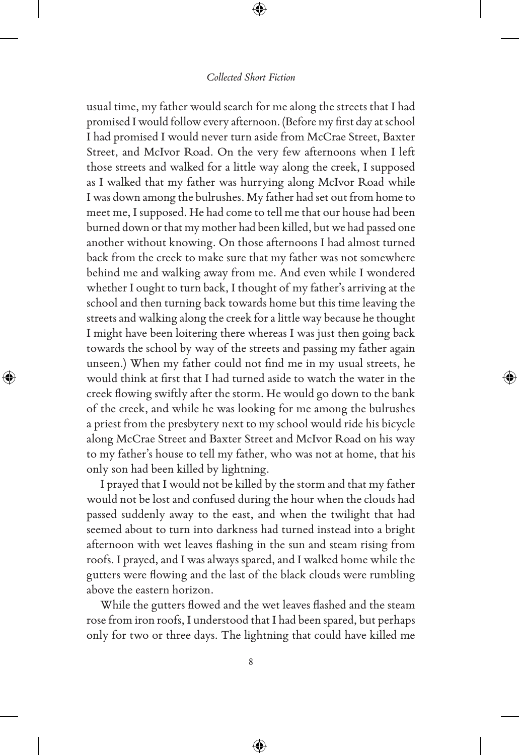usual time, my father would search for me along the streets that I had promised I would follow every afternoon. (Before my first day at school I had promised I would never turn aside from McCrae Street, Baxter Street, and McIvor Road. On the very few afternoons when I left those streets and walked for a little way along the creek, I supposed as I walked that my father was hurrying along McIvor Road while I was down among the bulrushes. My father had set out from home to meet me, I supposed. He had come to tell me that our house had been burned down or that my mother had been killed, but we had passed one another without knowing. On those afternoons I had almost turned back from the creek to make sure that my father was not somewhere behind me and walking away from me. And even while I wondered whether I ought to turn back, I thought of my father's arriving at the school and then turning back towards home but this time leaving the streets and walking along the creek for a little way because he thought I might have been loitering there whereas I was just then going back towards the school by way of the streets and passing my father again unseen.) When my father could not find me in my usual streets, he would think at first that I had turned aside to watch the water in the creek flowing swiftly after the storm. He would go down to the bank of the creek, and while he was looking for me among the bulrushes a priest from the presbytery next to my school would ride his bicycle along McCrae Street and Baxter Street and McIvor Road on his way to my father's house to tell my father, who was not at home, that his only son had been killed by lightning.

I prayed that I would not be killed by the storm and that my father would not be lost and confused during the hour when the clouds had passed suddenly away to the east, and when the twilight that had seemed about to turn into darkness had turned instead into a bright afternoon with wet leaves flashing in the sun and steam rising from roofs. I prayed, and I was always spared, and I walked home while the gutters were flowing and the last of the black clouds were rumbling above the eastern horizon.

While the gutters flowed and the wet leaves flashed and the steam rose from iron roofs, I understood that I had been spared, but perhaps only for two or three days. The lightning that could have killed me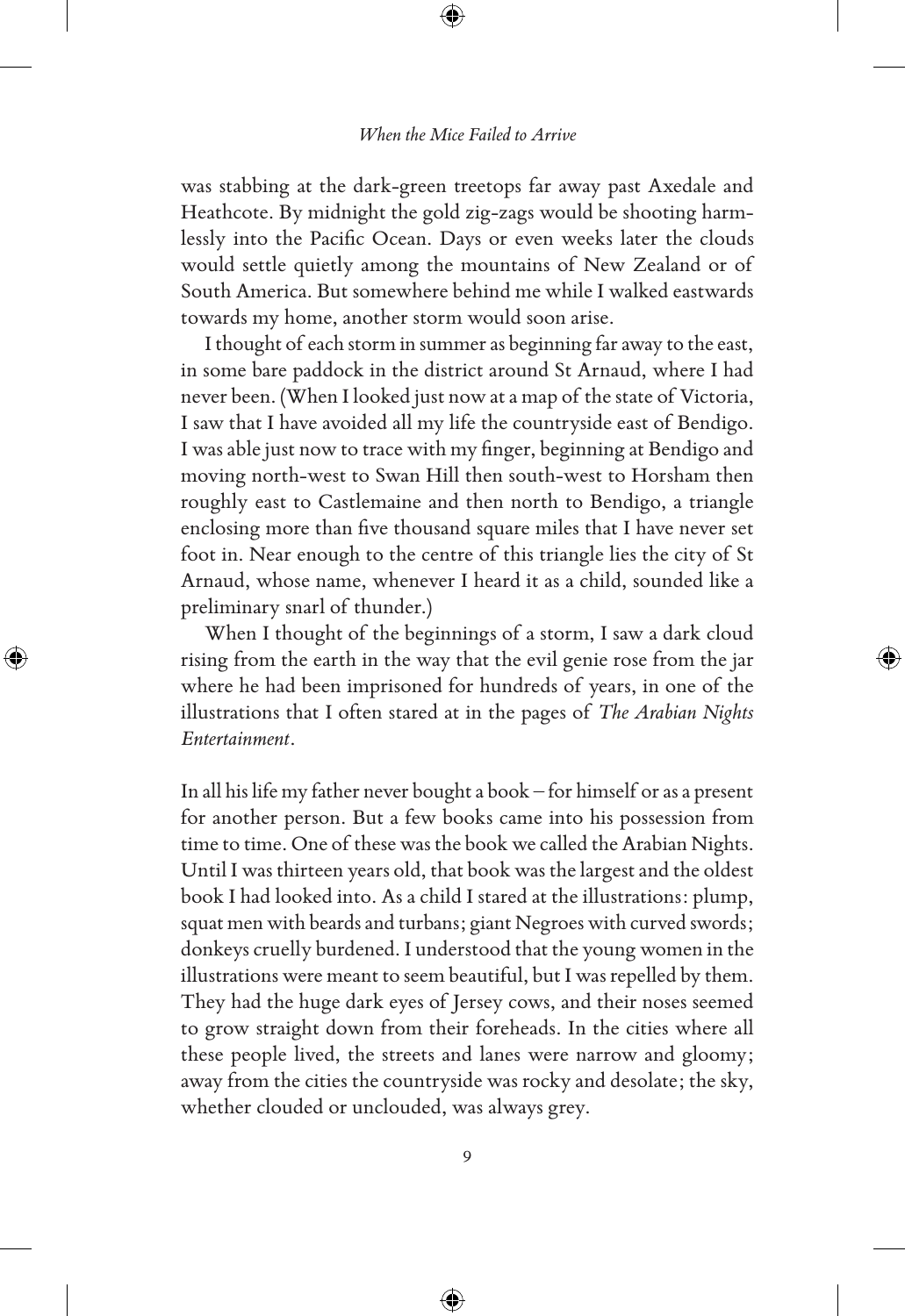was stabbing at the dark-green treetops far away past Axedale and Heathcote. By midnight the gold zig-zags would be shooting harmlessly into the Pacific Ocean. Days or even weeks later the clouds would settle quietly among the mountains of New Zealand or of South America. But somewhere behind me while I walked eastwards towards my home, another storm would soon arise.

I thought of each storm in summer as beginning far away to the east, in some bare paddock in the district around St Arnaud, where I had never been. (When I looked just now at a map of the state of Victoria, I saw that I have avoided all my life the countryside east of Bendigo. I was able just now to trace with my finger, beginning at Bendigo and moving north-west to Swan Hill then south-west to Horsham then roughly east to Castlemaine and then north to Bendigo, a triangle enclosing more than five thousand square miles that I have never set foot in. Near enough to the centre of this triangle lies the city of St Arnaud, whose name, whenever I heard it as a child, sounded like a preliminary snarl of thunder.)

When I thought of the beginnings of a storm, I saw a dark cloud rising from the earth in the way that the evil genie rose from the jar where he had been imprisoned for hundreds of years, in one of the illustrations that I often stared at in the pages of *The Arabian Nights Entertainment*.

In all his life my father never bought a book – for himself or as a present for another person. But a few books came into his possession from time to time. One of these was the book we called the Arabian Nights. Until I was thirteen years old, that book was the largest and the oldest book I had looked into. As a child I stared at the illustrations: plump, squat men with beards and turbans; giant Negroes with curved swords; donkeys cruelly burdened. I understood that the young women in the illustrations were meant to seem beautiful, but I was repelled by them. They had the huge dark eyes of Jersey cows, and their noses seemed to grow straight down from their foreheads. In the cities where all these people lived, the streets and lanes were narrow and gloomy; away from the cities the countryside was rocky and desolate; the sky, whether clouded or unclouded, was always grey.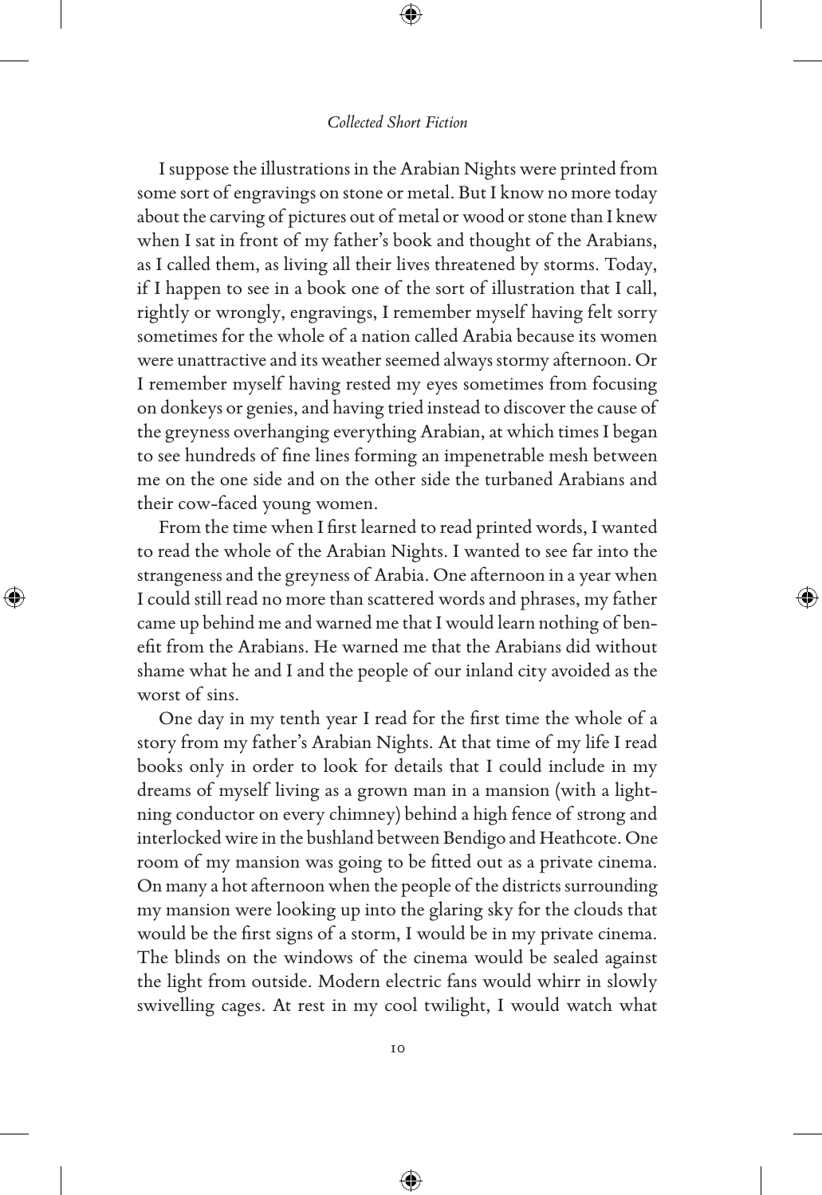I suppose the illustrations in the Arabian Nights were printed from some sort of engravings on stone or metal. But I know no more today about the carving of pictures out of metal or wood or stone than I knew when I sat in front of my father's book and thought of the Arabians, as I called them, as living all their lives threatened by storms. Today, if I happen to see in a book one of the sort of illustration that I call, rightly or wrongly, engravings, I remember myself having felt sorry sometimes for the whole of a nation called Arabia because its women were unattractive and its weather seemed always stormy afternoon. Or I remember myself having rested my eyes sometimes from focusing on donkeys or genies, and having tried instead to discover the cause of the greyness overhanging everything Arabian, at which times I began to see hundreds of fine lines forming an impenetrable mesh between me on the one side and on the other side the turbaned Arabians and their cow-faced young women.

From the time when I first learned to read printed words, I wanted to read the whole of the Arabian Nights. I wanted to see far into the strangeness and the greyness of Arabia. One afternoon in a year when I could still read no more than scattered words and phrases, my father came up behind me and warned me that I would learn nothing of benefit from the Arabians. He warned me that the Arabians did without shame what he and I and the people of our inland city avoided as the worst of sins.

One day in my tenth year I read for the first time the whole of a story from my father's Arabian Nights. At that time of my life I read books only in order to look for details that I could include in my dreams of myself living as a grown man in a mansion (with a lightning conductor on every chimney) behind a high fence of strong and interlocked wire in the bushland between Bendigo and Heathcote. One room of my mansion was going to be fitted out as a private cinema. On many a hot afternoon when the people of the districts surrounding my mansion were looking up into the glaring sky for the clouds that would be the first signs of a storm, I would be in my private cinema. The blinds on the windows of the cinema would be sealed against the light from outside. Modern electric fans would whirr in slowly swivelling cages. At rest in my cool twilight, I would watch what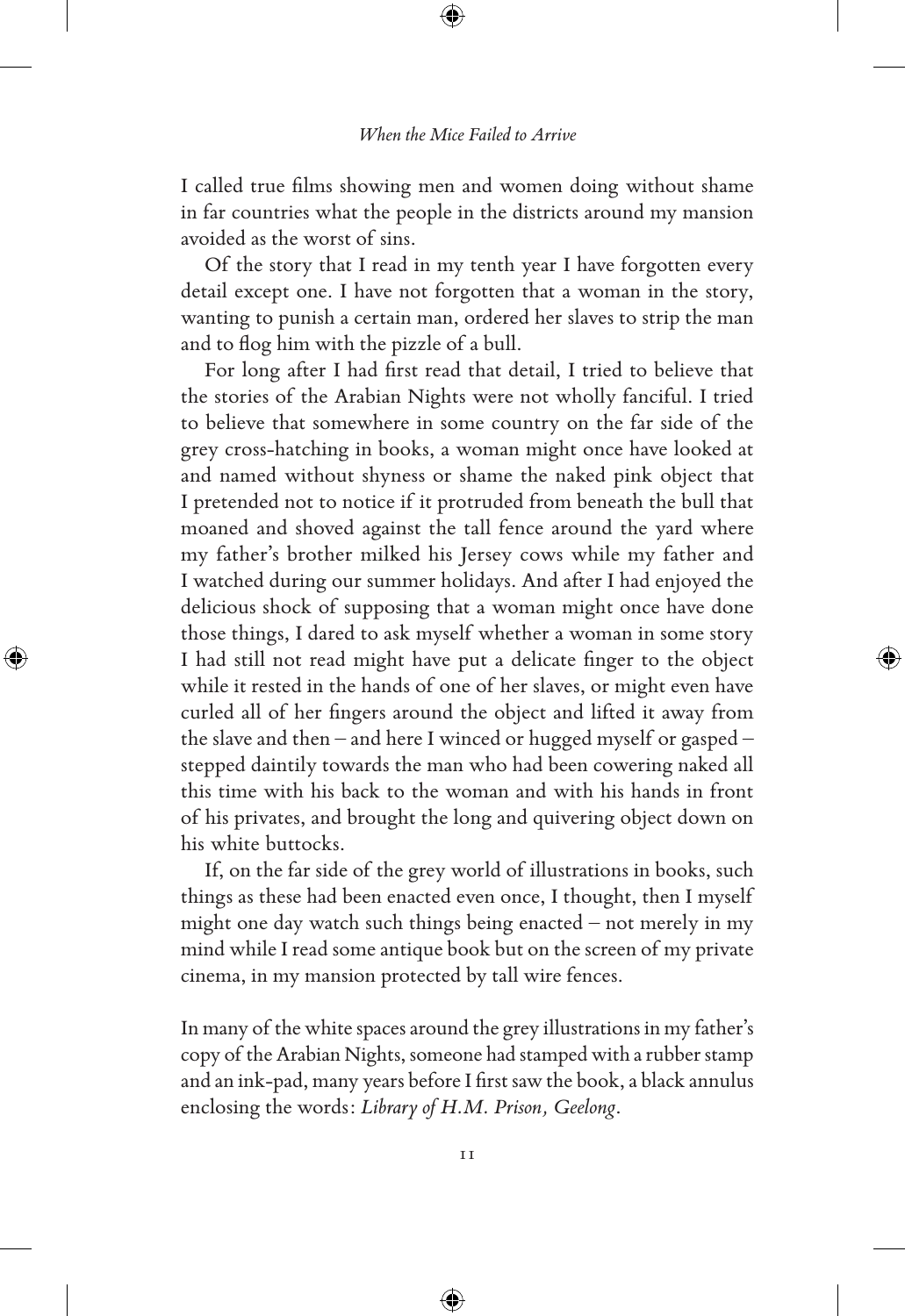I called true films showing men and women doing without shame in far countries what the people in the districts around my mansion avoided as the worst of sins.

Of the story that I read in my tenth year I have forgotten every detail except one. I have not forgotten that a woman in the story, wanting to punish a certain man, ordered her slaves to strip the man and to flog him with the pizzle of a bull.

For long after I had first read that detail, I tried to believe that the stories of the Arabian Nights were not wholly fanciful. I tried to believe that somewhere in some country on the far side of the grey cross-hatching in books, a woman might once have looked at and named without shyness or shame the naked pink object that I pretended not to notice if it protruded from beneath the bull that moaned and shoved against the tall fence around the yard where my father's brother milked his Jersey cows while my father and I watched during our summer holidays. And after I had enjoyed the delicious shock of supposing that a woman might once have done those things, I dared to ask myself whether a woman in some story I had still not read might have put a delicate finger to the object while it rested in the hands of one of her slaves, or might even have curled all of her fingers around the object and lifted it away from the slave and then – and here I winced or hugged myself or gasped – stepped daintily towards the man who had been cowering naked all this time with his back to the woman and with his hands in front of his privates, and brought the long and quivering object down on his white buttocks.

If, on the far side of the grey world of illustrations in books, such things as these had been enacted even once, I thought, then I myself might one day watch such things being enacted – not merely in my mind while I read some antique book but on the screen of my private cinema, in my mansion protected by tall wire fences.

In many of the white spaces around the grey illustrations in my father's copy of the Arabian Nights, someone had stamped with a rubber stamp and an ink-pad, many years before I first saw the book, a black annulus enclosing the words: *Library of H.M. Prison, Geelong*.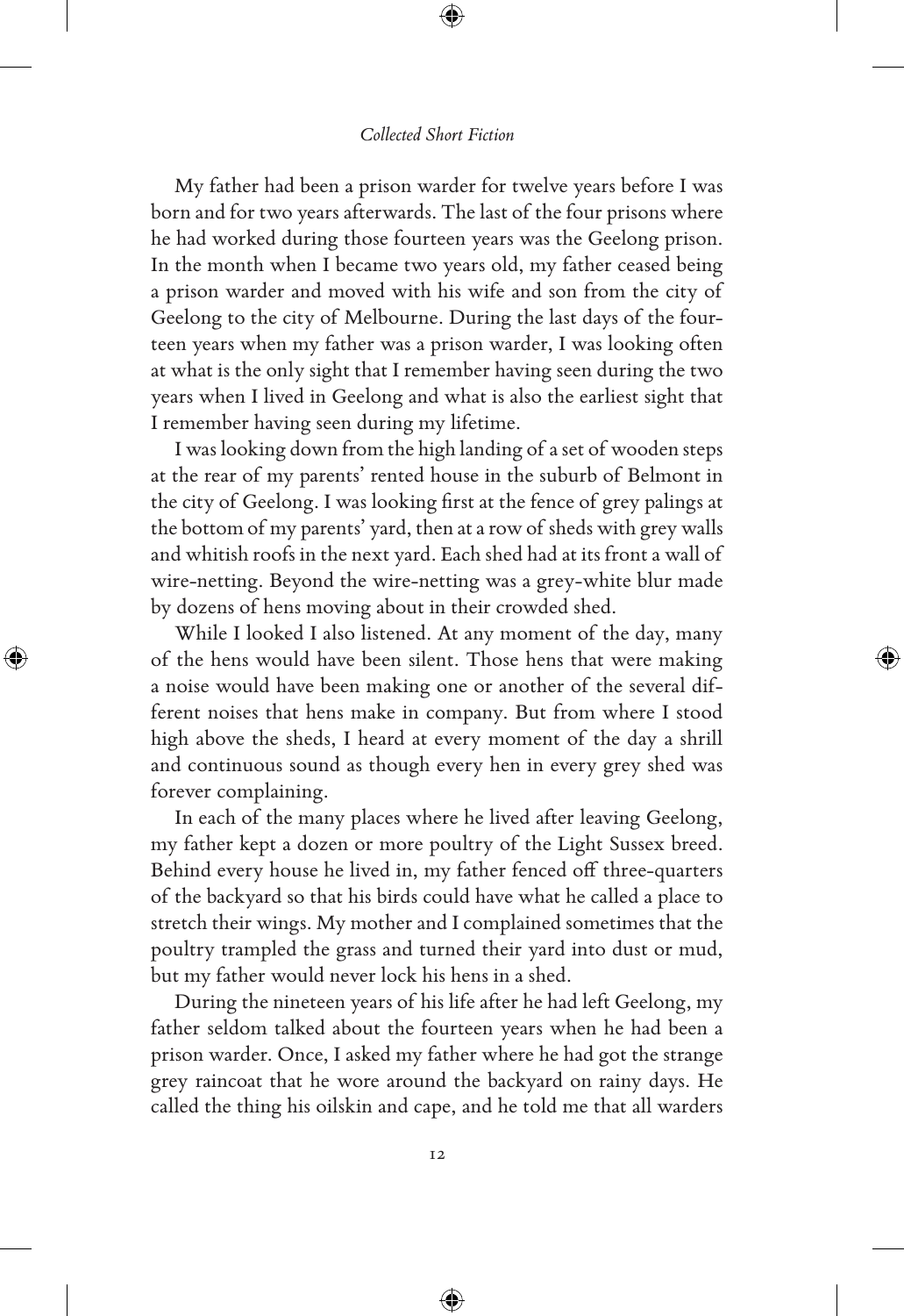My father had been a prison warder for twelve years before I was born and for two years afterwards. The last of the four prisons where he had worked during those fourteen years was the Geelong prison. In the month when I became two years old, my father ceased being a prison warder and moved with his wife and son from the city of Geelong to the city of Melbourne. During the last days of the fourteen years when my father was a prison warder, I was looking often at what is the only sight that I remember having seen during the two years when I lived in Geelong and what is also the earliest sight that I remember having seen during my lifetime.

I was looking down from the high landing of a set of wooden steps at the rear of my parents' rented house in the suburb of Belmont in the city of Geelong. I was looking first at the fence of grey palings at the bottom of my parents' yard, then at a row of sheds with grey walls and whitish roofs in the next yard. Each shed had at its front a wall of wire-netting. Beyond the wire-netting was a grey-white blur made by dozens of hens moving about in their crowded shed.

While I looked I also listened. At any moment of the day, many of the hens would have been silent. Those hens that were making a noise would have been making one or another of the several different noises that hens make in company. But from where I stood high above the sheds, I heard at every moment of the day a shrill and continuous sound as though every hen in every grey shed was forever complaining.

In each of the many places where he lived after leaving Geelong, my father kept a dozen or more poultry of the Light Sussex breed. Behind every house he lived in, my father fenced off three-quarters of the backyard so that his birds could have what he called a place to stretch their wings. My mother and I complained sometimes that the poultry trampled the grass and turned their yard into dust or mud, but my father would never lock his hens in a shed.

During the nineteen years of his life after he had left Geelong, my father seldom talked about the fourteen years when he had been a prison warder. Once, I asked my father where he had got the strange grey raincoat that he wore around the backyard on rainy days. He called the thing his oilskin and cape, and he told me that all warders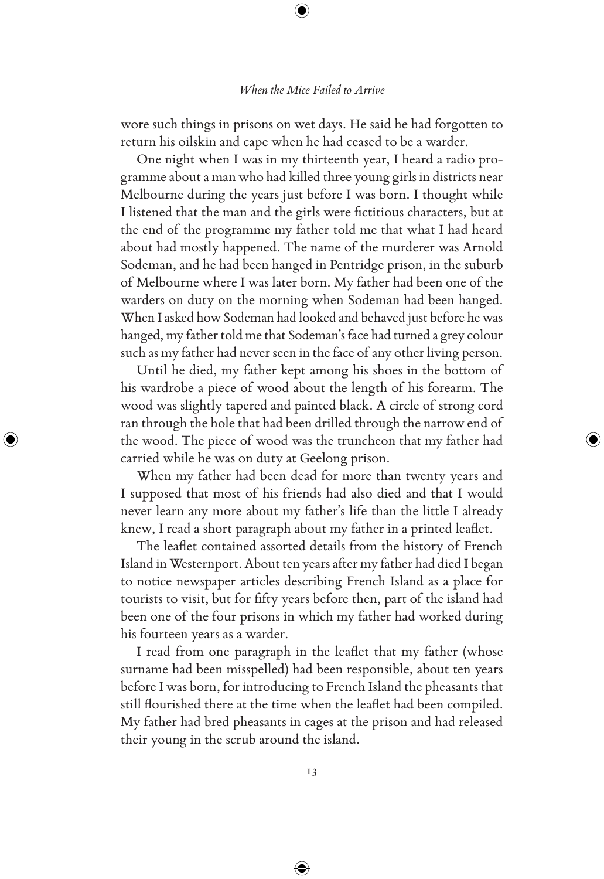wore such things in prisons on wet days. He said he had forgotten to return his oilskin and cape when he had ceased to be a warder.

One night when I was in my thirteenth year, I heard a radio programme about a man who had killed three young girls in districts near Melbourne during the years just before I was born. I thought while I listened that the man and the girls were fictitious characters, but at the end of the programme my father told me that what I had heard about had mostly happened. The name of the murderer was Arnold Sodeman, and he had been hanged in Pentridge prison, in the suburb of Melbourne where I was later born. My father had been one of the warders on duty on the morning when Sodeman had been hanged. When I asked how Sodeman had looked and behaved just before he was hanged, my father told me that Sodeman's face had turned a grey colour such as my father had never seen in the face of any other living person.

Until he died, my father kept among his shoes in the bottom of his wardrobe a piece of wood about the length of his forearm. The wood was slightly tapered and painted black. A circle of strong cord ran through the hole that had been drilled through the narrow end of the wood. The piece of wood was the truncheon that my father had carried while he was on duty at Geelong prison.

When my father had been dead for more than twenty years and I supposed that most of his friends had also died and that I would never learn any more about my father's life than the little I already knew, I read a short paragraph about my father in a printed leaflet.

The leaflet contained assorted details from the history of French Island in Westernport. About ten years after my father had died I began to notice newspaper articles describing French Island as a place for tourists to visit, but for fifty years before then, part of the island had been one of the four prisons in which my father had worked during his fourteen years as a warder.

I read from one paragraph in the leaflet that my father (whose surname had been misspelled) had been responsible, about ten years before I was born, for introducing to French Island the pheasants that still flourished there at the time when the leaflet had been compiled. My father had bred pheasants in cages at the prison and had released their young in the scrub around the island.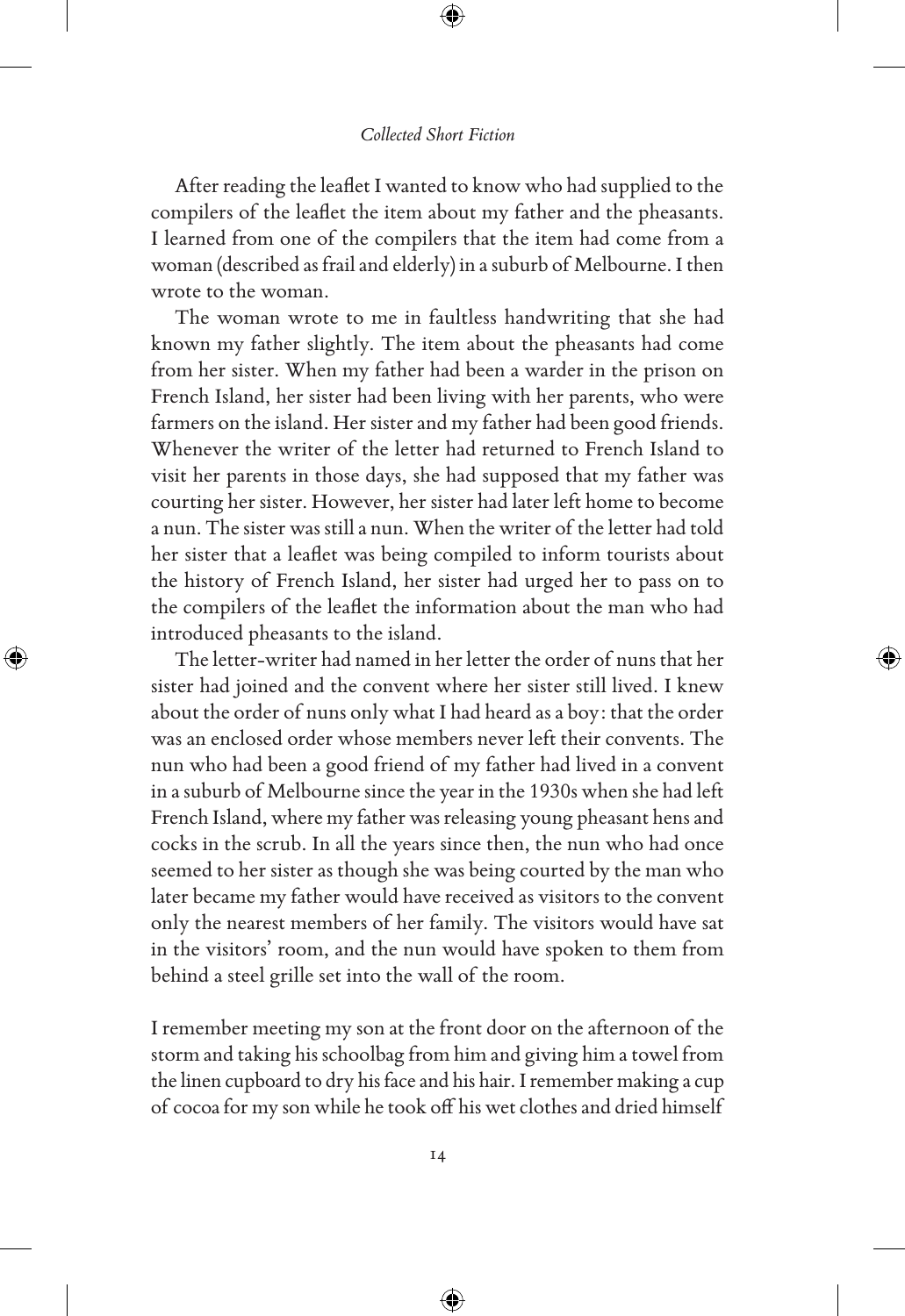After reading the leaflet I wanted to know who had supplied to the compilers of the leaflet the item about my father and the pheasants. I learned from one of the compilers that the item had come from a woman (described as frail and elderly) in a suburb of Melbourne. I then wrote to the woman.

The woman wrote to me in faultless handwriting that she had known my father slightly. The item about the pheasants had come from her sister. When my father had been a warder in the prison on French Island, her sister had been living with her parents, who were farmers on the island. Her sister and my father had been good friends. Whenever the writer of the letter had returned to French Island to visit her parents in those days, she had supposed that my father was courting her sister. However, her sister had later left home to become a nun. The sister was still a nun. When the writer of the letter had told her sister that a leaflet was being compiled to inform tourists about the history of French Island, her sister had urged her to pass on to the compilers of the leaflet the information about the man who had introduced pheasants to the island.

The letter-writer had named in her letter the order of nuns that her sister had joined and the convent where her sister still lived. I knew about the order of nuns only what I had heard as a boy: that the order was an enclosed order whose members never left their convents. The nun who had been a good friend of my father had lived in a convent in a suburb of Melbourne since the year in the 1930s when she had left French Island, where my father was releasing young pheasant hens and cocks in the scrub. In all the years since then, the nun who had once seemed to her sister as though she was being courted by the man who later became my father would have received as visitors to the convent only the nearest members of her family. The visitors would have sat in the visitors' room, and the nun would have spoken to them from behind a steel grille set into the wall of the room.

I remember meeting my son at the front door on the afternoon of the storm and taking his schoolbag from him and giving him a towel from the linen cupboard to dry his face and his hair. I remember making a cup of cocoa for my son while he took off his wet clothes and dried himself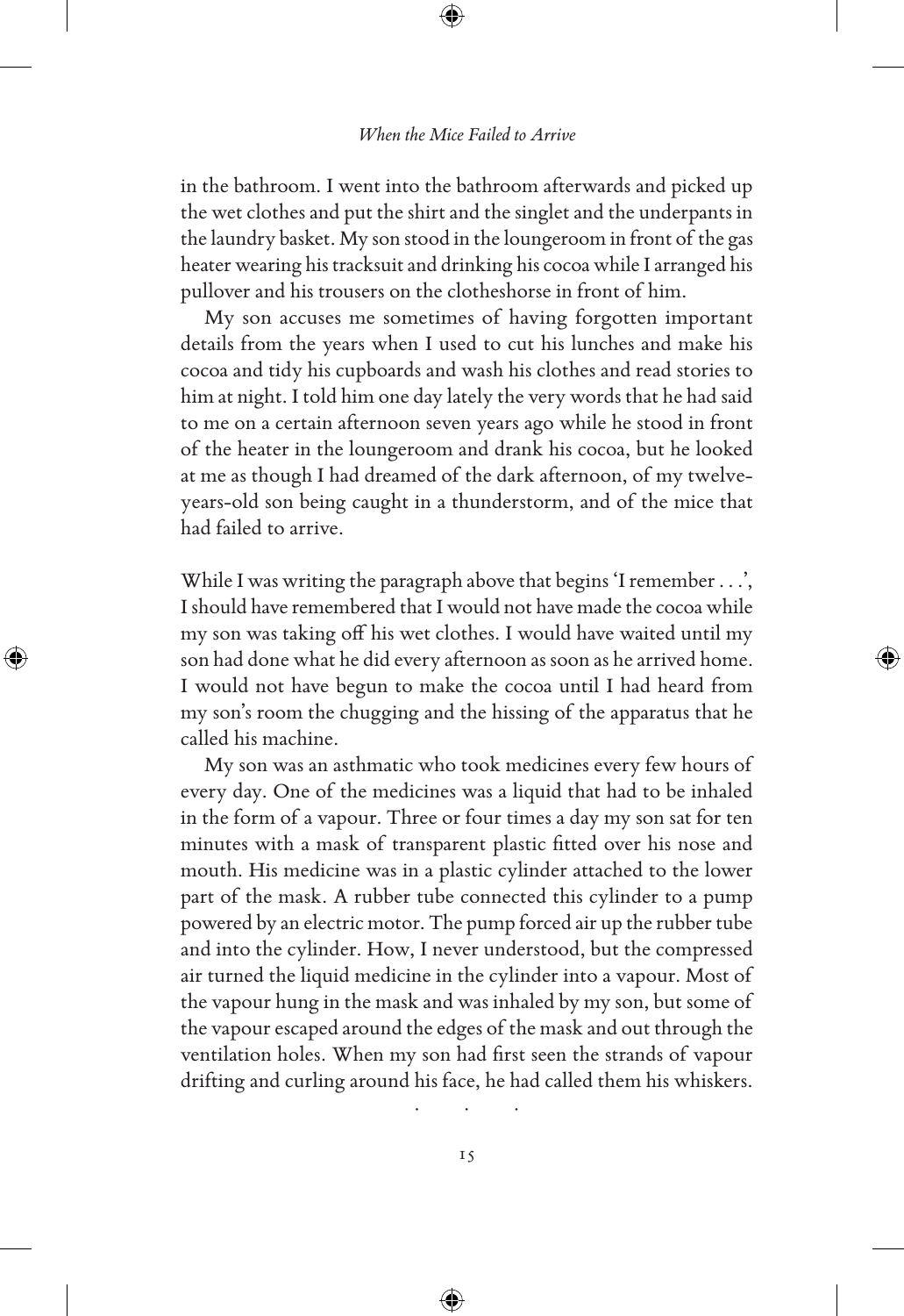in the bathroom. I went into the bathroom afterwards and picked up the wet clothes and put the shirt and the singlet and the underpants in the laundry basket. My son stood in the loungeroom in front of the gas heater wearing his tracksuit and drinking his cocoa while I arranged his pullover and his trousers on the clotheshorse in front of him.

My son accuses me sometimes of having forgotten important details from the years when I used to cut his lunches and make his cocoa and tidy his cupboards and wash his clothes and read stories to him at night. I told him one day lately the very words that he had said to me on a certain afternoon seven years ago while he stood in front of the heater in the loungeroom and drank his cocoa, but he looked at me as though I had dreamed of the dark afternoon, of my twelve-years-old son being caught in a thunderstorm, and of the mice that had failed to arrive.

While I was writing the paragraph above that begins 'I remember . . .', I should have remembered that I would not have made the cocoa while my son was taking off his wet clothes. I would have waited until my son had done what he did every afternoon as soon as he arrived home. I would not have begun to make the cocoa until I had heard from my son's room the chugging and the hissing of the apparatus that he called his machine.

My son was an asthmatic who took medicines every few hours of every day. One of the medicines was a liquid that had to be inhaled in the form of a vapour. Three or four times a day my son sat for ten minutes with a mask of transparent plastic fitted over his nose and mouth. His medicine was in a plastic cylinder attached to the lower part of the mask. A rubber tube connected this cylinder to a pump powered by an electric motor. The pump forced air up the rubber tube and into the cylinder. How, I never understood, but the compressed air turned the liquid medicine in the cylinder into a vapour. Most of the vapour hung in the mask and was inhaled by my son, but some of the vapour escaped around the edges of the mask and out through the ventilation holes. When my son had first seen the strands of vapour drifting and curling around his face, he had called them his whiskers.

. . .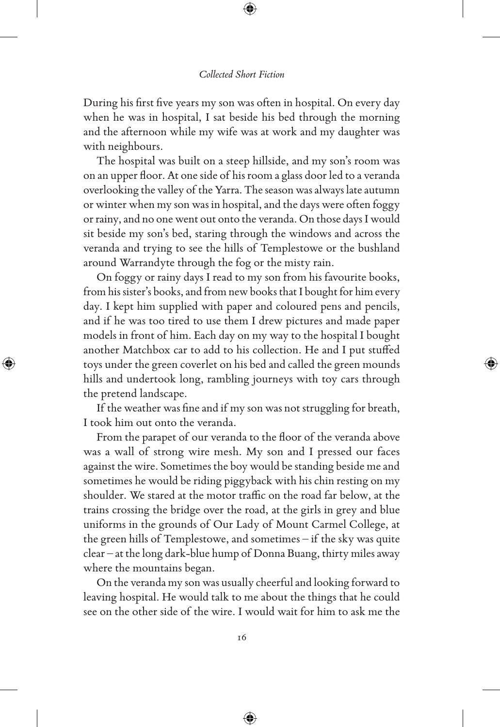During his first five years my son was often in hospital. On every day when he was in hospital, I sat beside his bed through the morning and the afternoon while my wife was at work and my daughter was with neighbours.

The hospital was built on a steep hillside, and my son's room was on an upper floor. At one side of his room a glass door led to a veranda overlooking the valley of the Yarra. The season was always late autumn or winter when my son was in hospital, and the days were often foggy or rainy, and no one went out onto the veranda. On those days I would sit beside my son's bed, staring through the windows and across the veranda and trying to see the hills of Templestowe or the bushland around Warrandyte through the fog or the misty rain.

On foggy or rainy days I read to my son from his favourite books, from his sister's books, and from new books that I bought for him every day. I kept him supplied with paper and coloured pens and pencils, and if he was too tired to use them I drew pictures and made paper models in front of him. Each day on my way to the hospital I bought another Matchbox car to add to his collection. He and I put stuffed toys under the green coverlet on his bed and called the green mounds hills and undertook long, rambling journeys with toy cars through the pretend landscape.

If the weather was fine and if my son was not struggling for breath, I took him out onto the veranda.

From the parapet of our veranda to the floor of the veranda above was a wall of strong wire mesh. My son and I pressed our faces against the wire. Sometimes the boy would be standing beside me and sometimes he would be riding piggyback with his chin resting on my shoulder. We stared at the motor traffic on the road far below, at the trains crossing the bridge over the road, at the girls in grey and blue uniforms in the grounds of Our Lady of Mount Carmel College, at the green hills of Templestowe, and sometimes – if the sky was quite clear – at the long dark-blue hump of Donna Buang, thirty miles away where the mountains began.

On the veranda my son was usually cheerful and looking forward to leaving hospital. He would talk to me about the things that he could see on the other side of the wire. I would wait for him to ask me the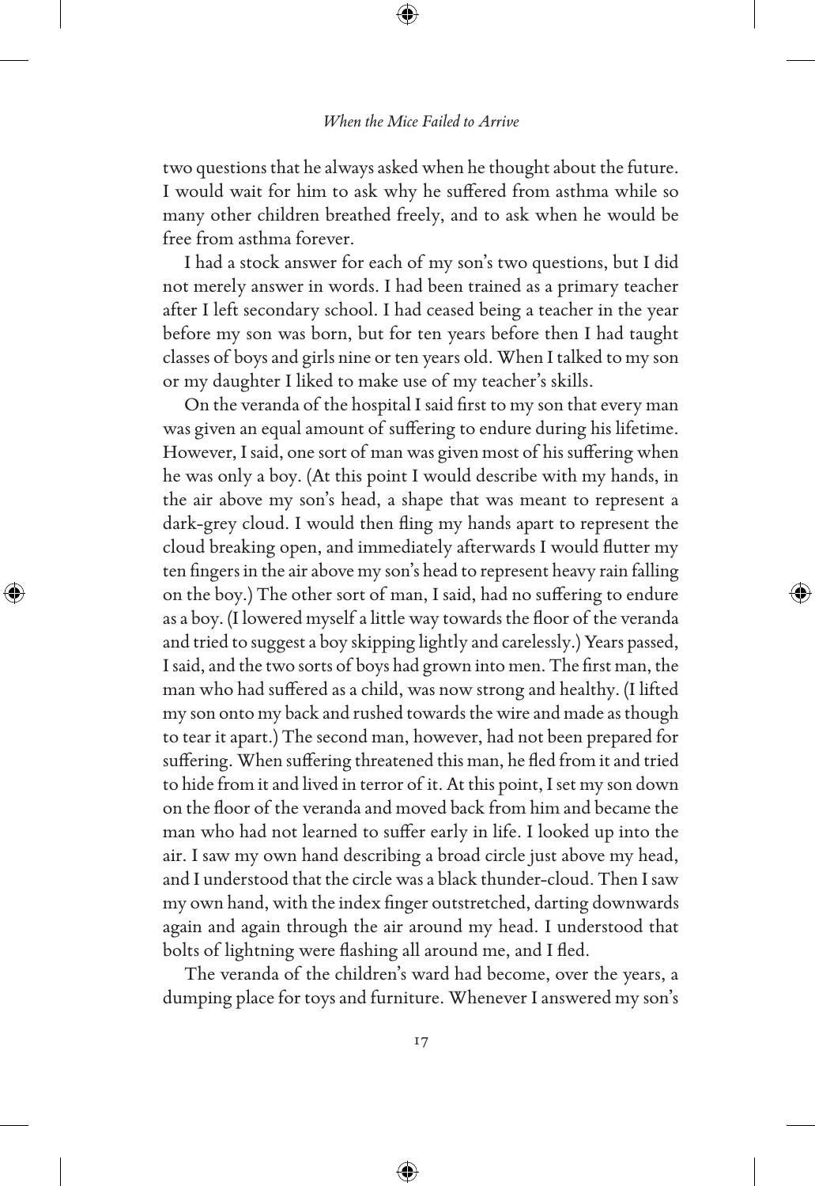two questions that he always asked when he thought about the future. I would wait for him to ask why he suffered from asthma while so many other children breathed freely, and to ask when he would be free from asthma forever.

I had a stock answer for each of my son's two questions, but I did not merely answer in words. I had been trained as a primary teacher after I left secondary school. I had ceased being a teacher in the year before my son was born, but for ten years before then I had taught classes of boys and girls nine or ten years old. When I talked to my son or my daughter I liked to make use of my teacher's skills.

On the veranda of the hospital I said first to my son that every man was given an equal amount of suffering to endure during his lifetime. However, I said, one sort of man was given most of his suffering when he was only a boy. (At this point I would describe with my hands, in the air above my son's head, a shape that was meant to represent a dark-grey cloud. I would then fling my hands apart to represent the cloud breaking open, and immediately afterwards I would flutter my ten fingers in the air above my son's head to represent heavy rain falling on the boy.) The other sort of man, I said, had no suffering to endure as a boy. (I lowered myself a little way towards the floor of the veranda and tried to suggest a boy skipping lightly and carelessly.) Years passed, I said, and the two sorts of boys had grown into men. The first man, the man who had suffered as a child, was now strong and healthy. (I lifted my son onto my back and rushed towards the wire and made as though to tear it apart.) The second man, however, had not been prepared for suffering. When suffering threatened this man, he fled from it and tried to hide from it and lived in terror of it. At this point, I set my son down on the floor of the veranda and moved back from him and became the man who had not learned to suffer early in life. I looked up into the air. I saw my own hand describing a broad circle just above my head, and I understood that the circle was a black thunder-cloud. Then I saw my own hand, with the index finger outstretched, darting downwards again and again through the air around my head. I understood that bolts of lightning were flashing all around me, and I fled.

The veranda of the children's ward had become, over the years, a dumping place for toys and furniture. Whenever I answered my son's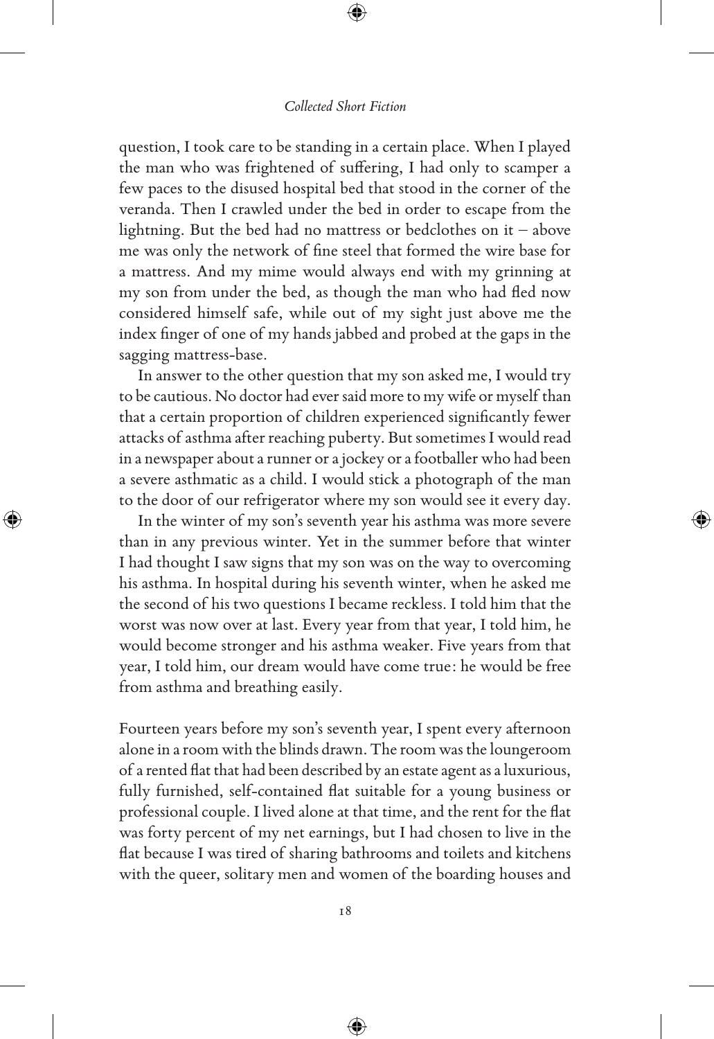question, I took care to be standing in a certain place. When I played the man who was frightened of suffering, I had only to scamper a few paces to the disused hospital bed that stood in the corner of the veranda. Then I crawled under the bed in order to escape from the lightning. But the bed had no mattress or bedclothes on it – above me was only the network of fine steel that formed the wire base for a mattress. And my mime would always end with my grinning at my son from under the bed, as though the man who had fled now considered himself safe, while out of my sight just above me the index finger of one of my hands jabbed and probed at the gaps in the sagging mattress-base.

In answer to the other question that my son asked me, I would try to be cautious. No doctor had ever said more to my wife or myself than that a certain proportion of children experienced significantly fewer attacks of asthma after reaching puberty. But sometimes I would read in a newspaper about a runner or a jockey or a footballer who had been a severe asthmatic as a child. I would stick a photograph of the man to the door of our refrigerator where my son would see it every day.

In the winter of my son's seventh year his asthma was more severe than in any previous winter. Yet in the summer before that winter I had thought I saw signs that my son was on the way to overcoming his asthma. In hospital during his seventh winter, when he asked me the second of his two questions I became reckless. I told him that the worst was now over at last. Every year from that year, I told him, he would become stronger and his asthma weaker. Five years from that year, I told him, our dream would have come true: he would be free from asthma and breathing easily.

Fourteen years before my son's seventh year, I spent every afternoon alone in a room with the blinds drawn. The room was the loungeroom of a rented flat that had been described by an estate agent as a luxurious, fully furnished, self-contained flat suitable for a young business or professional couple. I lived alone at that time, and the rent for the flat was forty percent of my net earnings, but I had chosen to live in the flat because I was tired of sharing bathrooms and toilets and kitchens with the queer, solitary men and women of the boarding houses and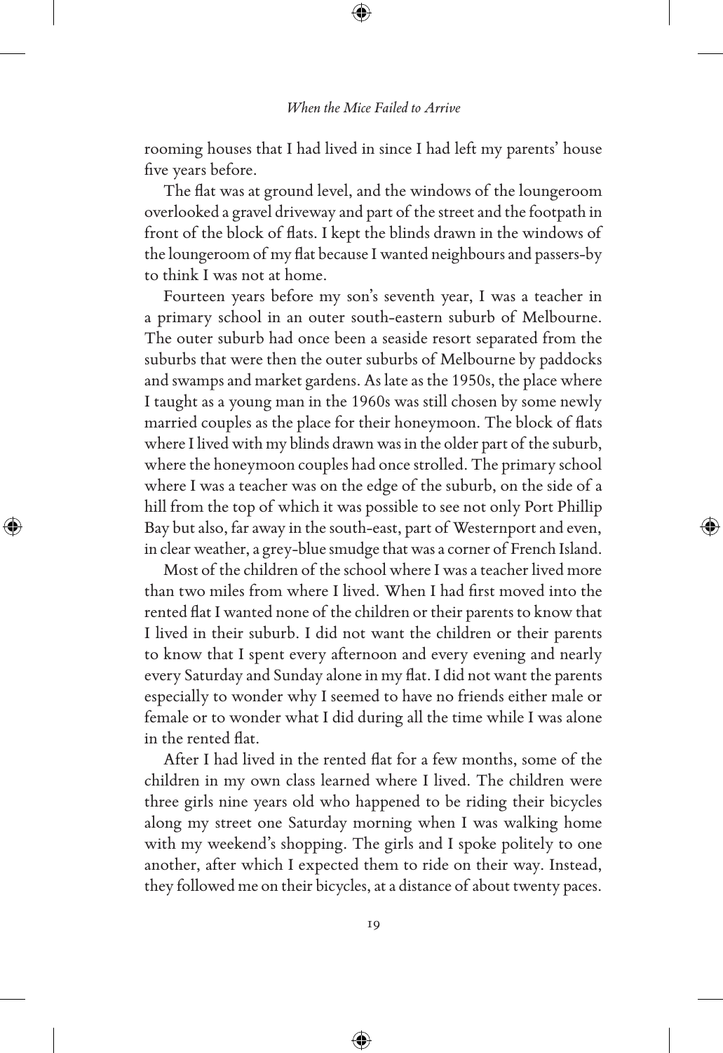rooming houses that I had lived in since I had left my parents' house five years before.

The flat was at ground level, and the windows of the loungeroom overlooked a gravel driveway and part of the street and the footpath in front of the block of flats. I kept the blinds drawn in the windows of the loungeroom of my flat because I wanted neighbours and passers-by to think I was not at home.

Fourteen years before my son's seventh year, I was a teacher in a primary school in an outer south-eastern suburb of Melbourne. The outer suburb had once been a seaside resort separated from the suburbs that were then the outer suburbs of Melbourne by paddocks and swamps and market gardens. As late as the 1950s, the place where I taught as a young man in the 1960s was still chosen by some newly married couples as the place for their honeymoon. The block of flats where I lived with my blinds drawn was in the older part of the suburb, where the honeymoon couples had once strolled. The primary school where I was a teacher was on the edge of the suburb, on the side of a hill from the top of which it was possible to see not only Port Phillip Bay but also, far away in the south-east, part of Westernport and even, in clear weather, a grey-blue smudge that was a corner of French Island.

Most of the children of the school where I was a teacher lived more than two miles from where I lived. When I had first moved into the rented flat I wanted none of the children or their parents to know that I lived in their suburb. I did not want the children or their parents to know that I spent every afternoon and every evening and nearly every Saturday and Sunday alone in my flat. I did not want the parents especially to wonder why I seemed to have no friends either male or female or to wonder what I did during all the time while I was alone in the rented flat.

After I had lived in the rented flat for a few months, some of the children in my own class learned where I lived. The children were three girls nine years old who happened to be riding their bicycles along my street one Saturday morning when I was walking home with my weekend's shopping. The girls and I spoke politely to one another, after which I expected them to ride on their way. Instead, they followed me on their bicycles, at a distance of about twenty paces.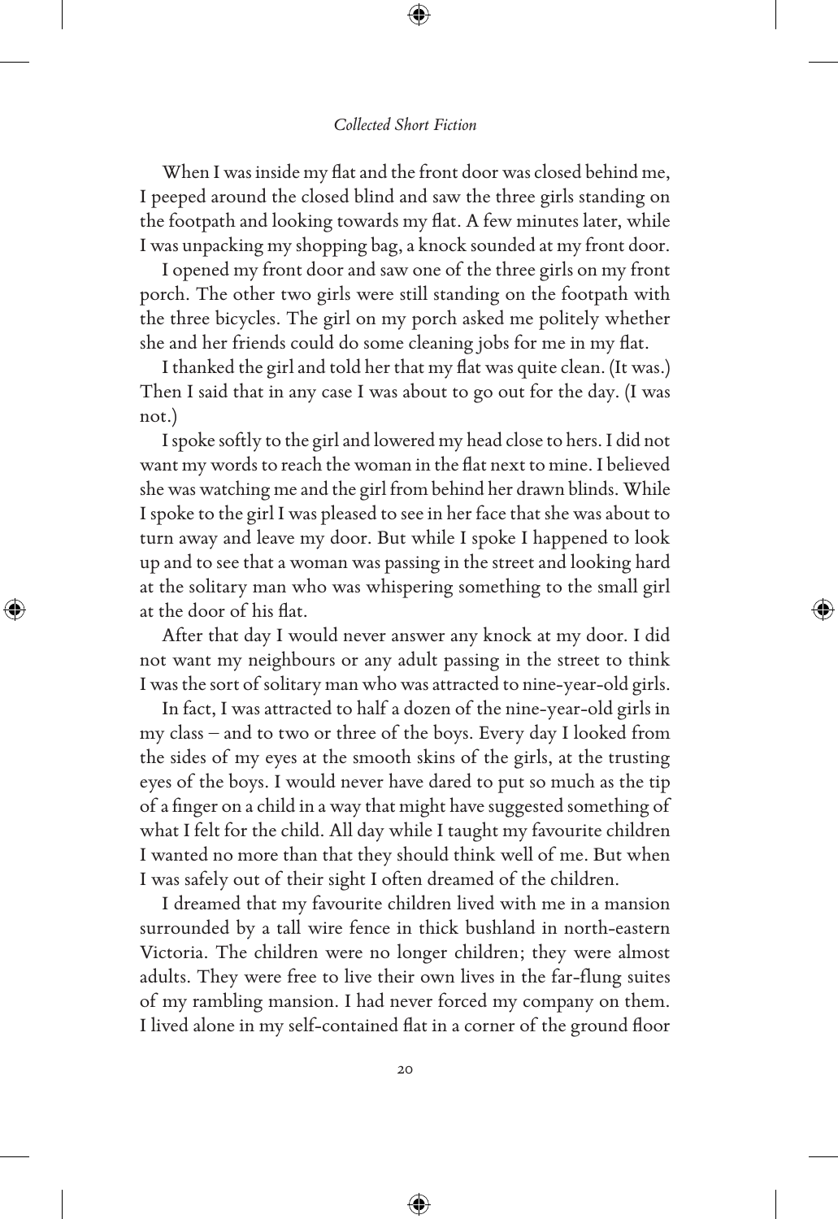When I was inside my flat and the front door was closed behind me, I peeped around the closed blind and saw the three girls standing on the footpath and looking towards my flat. A few minutes later, while I was unpacking my shopping bag, a knock sounded at my front door.

I opened my front door and saw one of the three girls on my front porch. The other two girls were still standing on the footpath with the three bicycles. The girl on my porch asked me politely whether she and her friends could do some cleaning jobs for me in my flat.

I thanked the girl and told her that my flat was quite clean. (It was.) Then I said that in any case I was about to go out for the day. (I was not.)

I spoke softly to the girl and lowered my head close to hers. I did not want my words to reach the woman in the flat next to mine. I believed she was watching me and the girl from behind her drawn blinds. While I spoke to the girl I was pleased to see in her face that she was about to turn away and leave my door. But while I spoke I happened to look up and to see that a woman was passing in the street and looking hard at the solitary man who was whispering something to the small girl at the door of his flat.

After that day I would never answer any knock at my door. I did not want my neighbours or any adult passing in the street to think I was the sort of solitary man who was attracted to nine-year-old girls.

In fact, I was attracted to half a dozen of the nine-year-old girls in my class – and to two or three of the boys. Every day I looked from the sides of my eyes at the smooth skins of the girls, at the trusting eyes of the boys. I would never have dared to put so much as the tip of a finger on a child in a way that might have suggested something of what I felt for the child. All day while I taught my favourite children I wanted no more than that they should think well of me. But when I was safely out of their sight I often dreamed of the children.

I dreamed that my favourite children lived with me in a mansion surrounded by a tall wire fence in thick bushland in north-eastern Victoria. The children were no longer children; they were almost adults. They were free to live their own lives in the far-flung suites of my rambling mansion. I had never forced my company on them. I lived alone in my self-contained flat in a corner of the ground floor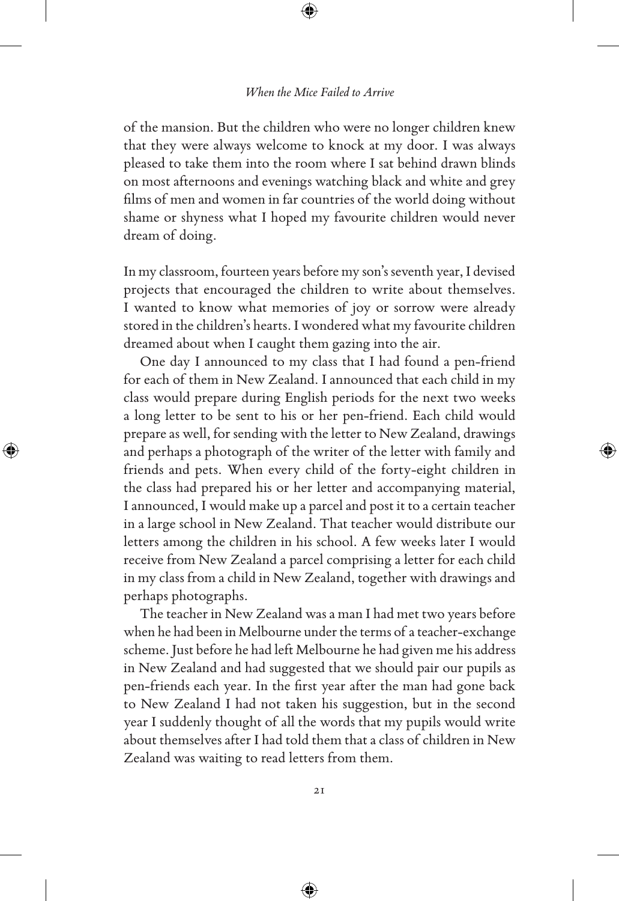of the mansion. But the children who were no longer children knew that they were always welcome to knock at my door. I was always pleased to take them into the room where I sat behind drawn blinds on most afternoons and evenings watching black and white and grey films of men and women in far countries of the world doing without shame or shyness what I hoped my favourite children would never dream of doing.

In my classroom, fourteen years before my son's seventh year, I devised projects that encouraged the children to write about themselves. I wanted to know what memories of joy or sorrow were already stored in the children's hearts. I wondered what my favourite children dreamed about when I caught them gazing into the air.

One day I announced to my class that I had found a pen-friend for each of them in New Zealand. I announced that each child in my class would prepare during English periods for the next two weeks a long letter to be sent to his or her pen-friend. Each child would prepare as well, for sending with the letter to New Zealand, drawings and perhaps a photograph of the writer of the letter with family and friends and pets. When every child of the forty-eight children in the class had prepared his or her letter and accompanying material, I announced, I would make up a parcel and post it to a certain teacher in a large school in New Zealand. That teacher would distribute our letters among the children in his school. A few weeks later I would receive from New Zealand a parcel comprising a letter for each child in my class from a child in New Zealand, together with drawings and perhaps photographs.

The teacher in New Zealand was a man I had met two years before when he had been in Melbourne under the terms of a teacher-exchange scheme. Just before he had left Melbourne he had given me his address in New Zealand and had suggested that we should pair our pupils as pen-friends each year. In the first year after the man had gone back to New Zealand I had not taken his suggestion, but in the second year I suddenly thought of all the words that my pupils would write about themselves after I had told them that a class of children in New Zealand was waiting to read letters from them.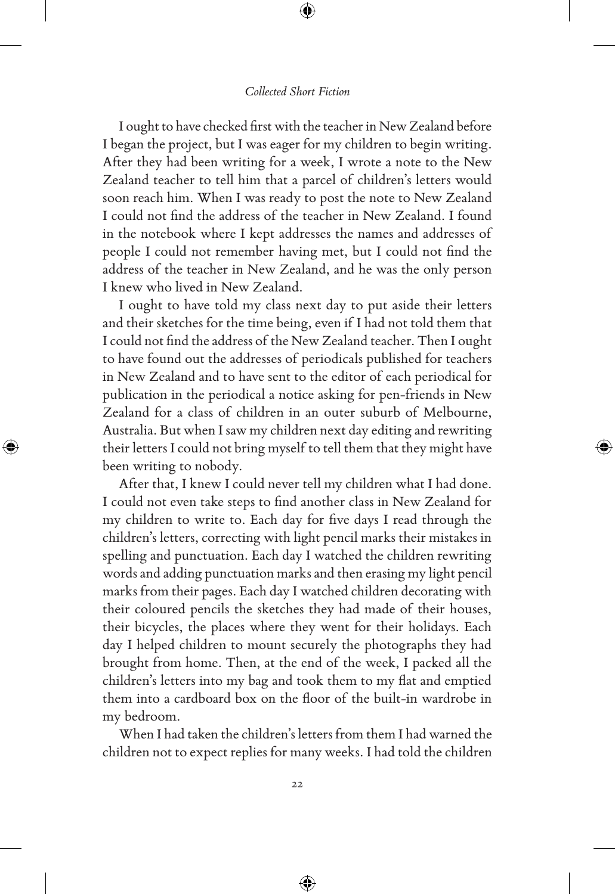I ought to have checked first with the teacher in New Zealand before I began the project, but I was eager for my children to begin writing. After they had been writing for a week, I wrote a note to the New Zealand teacher to tell him that a parcel of children's letters would soon reach him. When I was ready to post the note to New Zealand I could not find the address of the teacher in New Zealand. I found in the notebook where I kept addresses the names and addresses of people I could not remember having met, but I could not find the address of the teacher in New Zealand, and he was the only person I knew who lived in New Zealand.

I ought to have told my class next day to put aside their letters and their sketches for the time being, even if I had not told them that I could not find the address of the New Zealand teacher. Then I ought to have found out the addresses of periodicals published for teachers in New Zealand and to have sent to the editor of each periodical for publication in the periodical a notice asking for pen-friends in New Zealand for a class of children in an outer suburb of Melbourne, Australia. But when I saw my children next day editing and rewriting their letters I could not bring myself to tell them that they might have been writing to nobody.

After that, I knew I could never tell my children what I had done. I could not even take steps to find another class in New Zealand for my children to write to. Each day for five days I read through the children's letters, correcting with light pencil marks their mistakes in spelling and punctuation. Each day I watched the children rewriting words and adding punctuation marks and then erasing my light pencil marks from their pages. Each day I watched children decorating with their coloured pencils the sketches they had made of their houses, their bicycles, the places where they went for their holidays. Each day I helped children to mount securely the photographs they had brought from home. Then, at the end of the week, I packed all the children's letters into my bag and took them to my flat and emptied them into a cardboard box on the floor of the built-in wardrobe in my bedroom.

When I had taken the children's letters from them I had warned the children not to expect replies for many weeks. I had told the children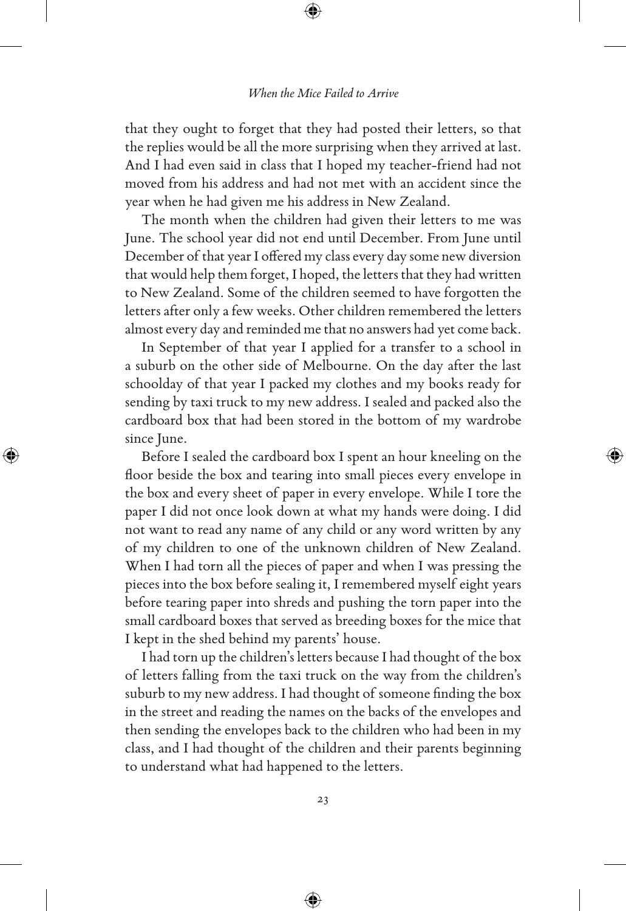that they ought to forget that they had posted their letters, so that the replies would be all the more surprising when they arrived at last. And I had even said in class that I hoped my teacher-friend had not moved from his address and had not met with an accident since the year when he had given me his address in New Zealand.

The month when the children had given their letters to me was June. The school year did not end until December. From June until December of that year I offered my class every day some new diversion that would help them forget, I hoped, the letters that they had written to New Zealand. Some of the children seemed to have forgotten the letters after only a few weeks. Other children remembered the letters almost every day and reminded me that no answers had yet come back.

In September of that year I applied for a transfer to a school in a suburb on the other side of Melbourne. On the day after the last schoolday of that year I packed my clothes and my books ready for sending by taxi truck to my new address. I sealed and packed also the cardboard box that had been stored in the bottom of my wardrobe since June.

Before I sealed the cardboard box I spent an hour kneeling on the floor beside the box and tearing into small pieces every envelope in the box and every sheet of paper in every envelope. While I tore the paper I did not once look down at what my hands were doing. I did not want to read any name of any child or any word written by any of my children to one of the unknown children of New Zealand. When I had torn all the pieces of paper and when I was pressing the pieces into the box before sealing it, I remembered myself eight years before tearing paper into shreds and pushing the torn paper into the small cardboard boxes that served as breeding boxes for the mice that I kept in the shed behind my parents' house.

I had torn up the children's letters because I had thought of the box of letters falling from the taxi truck on the way from the children's suburb to my new address. I had thought of someone finding the box in the street and reading the names on the backs of the envelopes and then sending the envelopes back to the children who had been in my class, and I had thought of the children and their parents beginning to understand what had happened to the letters.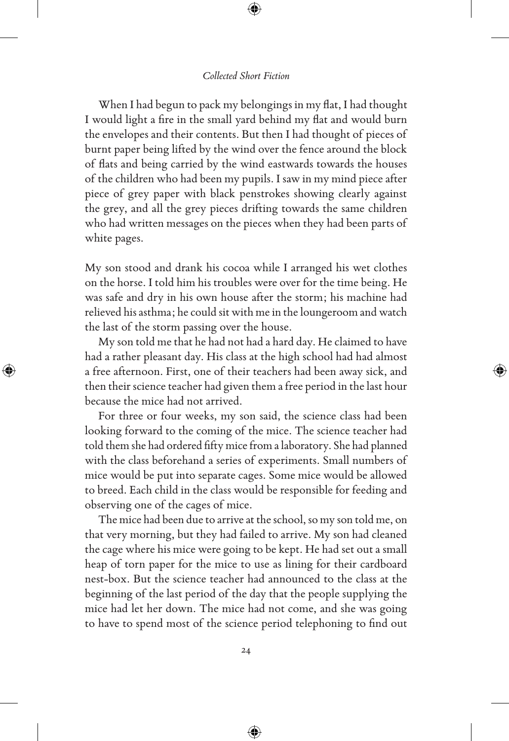When I had begun to pack my belongings in my flat, I had thought I would light a fire in the small yard behind my flat and would burn the envelopes and their contents. But then I had thought of pieces of burnt paper being lifted by the wind over the fence around the block of flats and being carried by the wind eastwards towards the houses of the children who had been my pupils. I saw in my mind piece after piece of grey paper with black penstrokes showing clearly against the grey, and all the grey pieces drifting towards the same children who had written messages on the pieces when they had been parts of white pages.

My son stood and drank his cocoa while I arranged his wet clothes on the horse. I told him his troubles were over for the time being. He was safe and dry in his own house after the storm; his machine had relieved his asthma; he could sit with me in the loungeroom and watch the last of the storm passing over the house.

My son told me that he had not had a hard day. He claimed to have had a rather pleasant day. His class at the high school had had almost a free afternoon. First, one of their teachers had been away sick, and then their science teacher had given them a free period in the last hour because the mice had not arrived.

For three or four weeks, my son said, the science class had been looking forward to the coming of the mice. The science teacher had told them she had ordered fifty mice from a laboratory. She had planned with the class beforehand a series of experiments. Small numbers of mice would be put into separate cages. Some mice would be allowed to breed. Each child in the class would be responsible for feeding and observing one of the cages of mice.

The mice had been due to arrive at the school, so my son told me, on that very morning, but they had failed to arrive. My son had cleaned the cage where his mice were going to be kept. He had set out a small heap of torn paper for the mice to use as lining for their cardboard nest-box. But the science teacher had announced to the class at the beginning of the last period of the day that the people supplying the mice had let her down. The mice had not come, and she was going to have to spend most of the science period telephoning to find out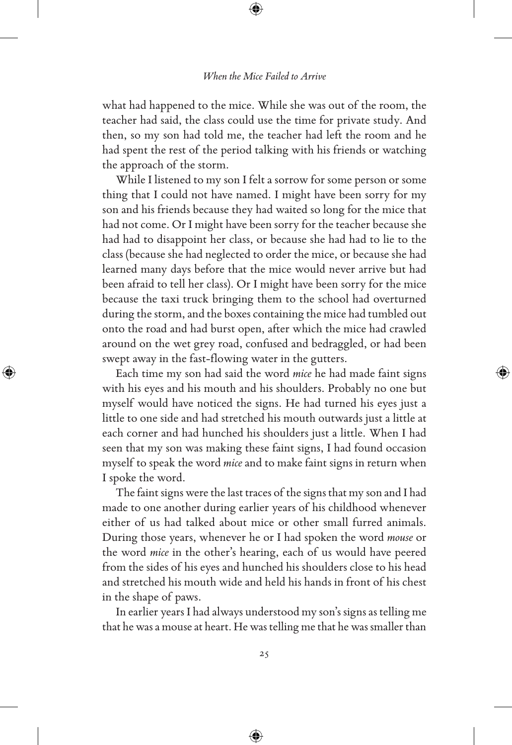what had happened to the mice. While she was out of the room, the teacher had said, the class could use the time for private study. And then, so my son had told me, the teacher had left the room and he had spent the rest of the period talking with his friends or watching the approach of the storm.

While I listened to my son I felt a sorrow for some person or some thing that I could not have named. I might have been sorry for my son and his friends because they had waited so long for the mice that had not come. Or I might have been sorry for the teacher because she had had to disappoint her class, or because she had had to lie to the class (because she had neglected to order the mice, or because she had learned many days before that the mice would never arrive but had been afraid to tell her class). Or I might have been sorry for the mice because the taxi truck bringing them to the school had overturned during the storm, and the boxes containing the mice had tumbled out onto the road and had burst open, after which the mice had crawled around on the wet grey road, confused and bedraggled, or had been swept away in the fast-flowing water in the gutters.

Each time my son had said the word *mice* he had made faint signs with his eyes and his mouth and his shoulders. Probably no one but myself would have noticed the signs. He had turned his eyes just a little to one side and had stretched his mouth outwards just a little at each corner and had hunched his shoulders just a little. When I had seen that my son was making these faint signs, I had found occasion myself to speak the word *mice* and to make faint signs in return when I spoke the word.

The faint signs were the last traces of the signs that my son and I had made to one another during earlier years of his childhood whenever either of us had talked about mice or other small furred animals. During those years, whenever he or I had spoken the word *mouse* or the word *mice* in the other's hearing, each of us would have peered from the sides of his eyes and hunched his shoulders close to his head and stretched his mouth wide and held his hands in front of his chest in the shape of paws.

In earlier years I had always understood my son's signs as telling me that he was a mouse at heart. He was telling me that he was smaller than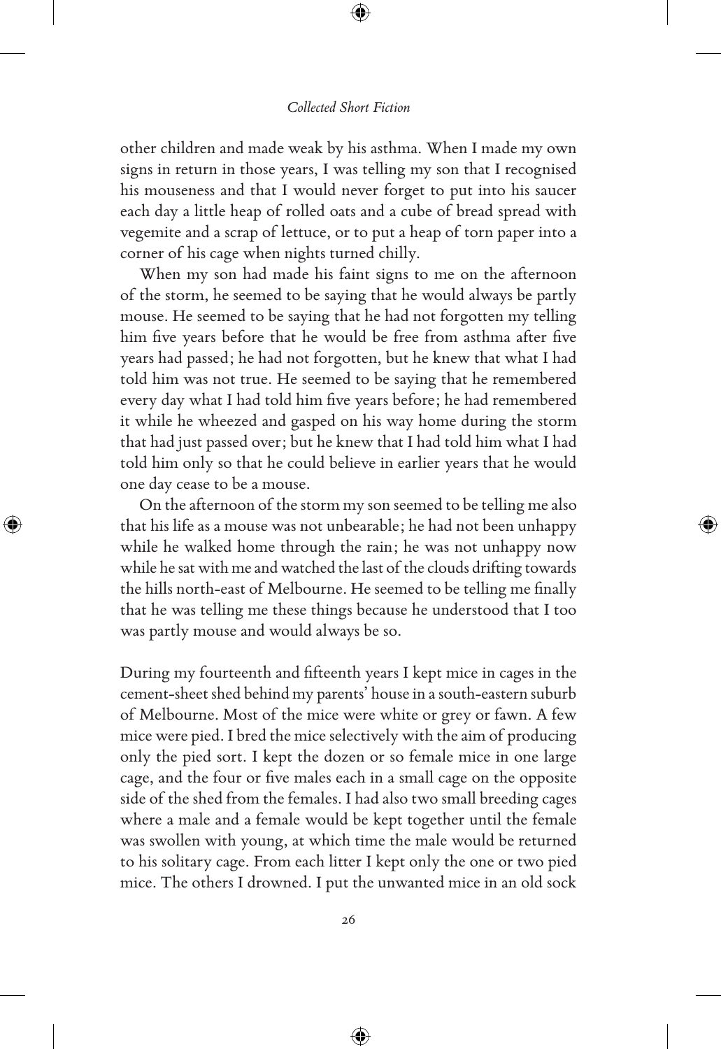other children and made weak by his asthma. When I made my own signs in return in those years, I was telling my son that I recognised his mouseness and that I would never forget to put into his saucer each day a little heap of rolled oats and a cube of bread spread with vegemite and a scrap of lettuce, or to put a heap of torn paper into a corner of his cage when nights turned chilly.

When my son had made his faint signs to me on the afternoon of the storm, he seemed to be saying that he would always be partly mouse. He seemed to be saying that he had not forgotten my telling him five years before that he would be free from asthma after five years had passed; he had not forgotten, but he knew that what I had told him was not true. He seemed to be saying that he remembered every day what I had told him five years before; he had remembered it while he wheezed and gasped on his way home during the storm that had just passed over; but he knew that I had told him what I had told him only so that he could believe in earlier years that he would one day cease to be a mouse.

On the afternoon of the storm my son seemed to be telling me also that his life as a mouse was not unbearable; he had not been unhappy while he walked home through the rain; he was not unhappy now while he sat with me and watched the last of the clouds drifting towards the hills north-east of Melbourne. He seemed to be telling me finally that he was telling me these things because he understood that I too was partly mouse and would always be so.

During my fourteenth and fifteenth years I kept mice in cages in the cement-sheet shed behind my parents' house in a south-eastern suburb of Melbourne. Most of the mice were white or grey or fawn. A few mice were pied. I bred the mice selectively with the aim of producing only the pied sort. I kept the dozen or so female mice in one large cage, and the four or five males each in a small cage on the opposite side of the shed from the females. I had also two small breeding cages where a male and a female would be kept together until the female was swollen with young, at which time the male would be returned to his solitary cage. From each litter I kept only the one or two pied mice. The others I drowned. I put the unwanted mice in an old sock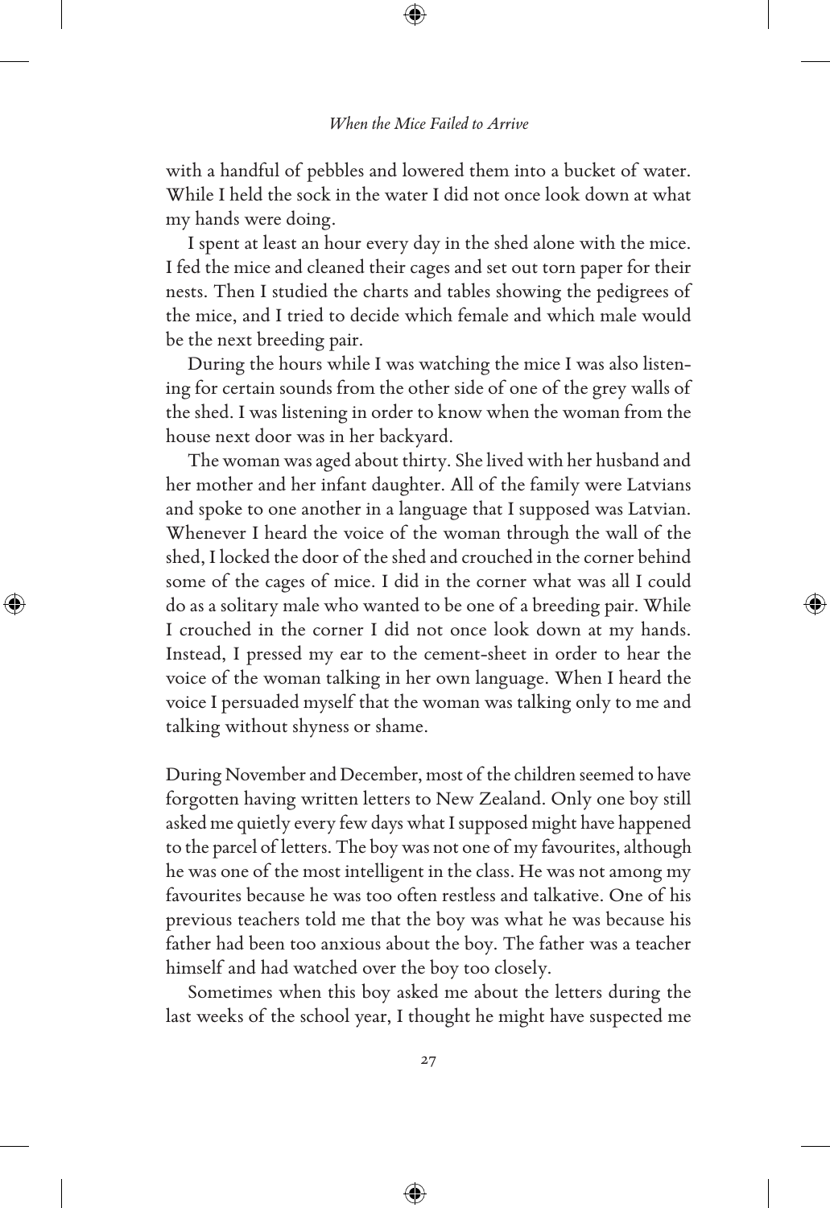with a handful of pebbles and lowered them into a bucket of water. While I held the sock in the water I did not once look down at what my hands were doing.

I spent at least an hour every day in the shed alone with the mice. I fed the mice and cleaned their cages and set out torn paper for their nests. Then I studied the charts and tables showing the pedigrees of the mice, and I tried to decide which female and which male would be the next breeding pair.

During the hours while I was watching the mice I was also listening for certain sounds from the other side of one of the grey walls of the shed. I was listening in order to know when the woman from the house next door was in her backyard.

The woman was aged about thirty. She lived with her husband and her mother and her infant daughter. All of the family were Latvians and spoke to one another in a language that I supposed was Latvian. Whenever I heard the voice of the woman through the wall of the shed, I locked the door of the shed and crouched in the corner behind some of the cages of mice. I did in the corner what was all I could do as a solitary male who wanted to be one of a breeding pair. While I crouched in the corner I did not once look down at my hands. Instead, I pressed my ear to the cement-sheet in order to hear the voice of the woman talking in her own language. When I heard the voice I persuaded myself that the woman was talking only to me and talking without shyness or shame.

During November and December, most of the children seemed to have forgotten having written letters to New Zealand. Only one boy still asked me quietly every few days what I supposed might have happened to the parcel of letters. The boy was not one of my favourites, although he was one of the most intelligent in the class. He was not among my favourites because he was too often restless and talkative. One of his previous teachers told me that the boy was what he was because his father had been too anxious about the boy. The father was a teacher himself and had watched over the boy too closely.

Sometimes when this boy asked me about the letters during the last weeks of the school year, I thought he might have suspected me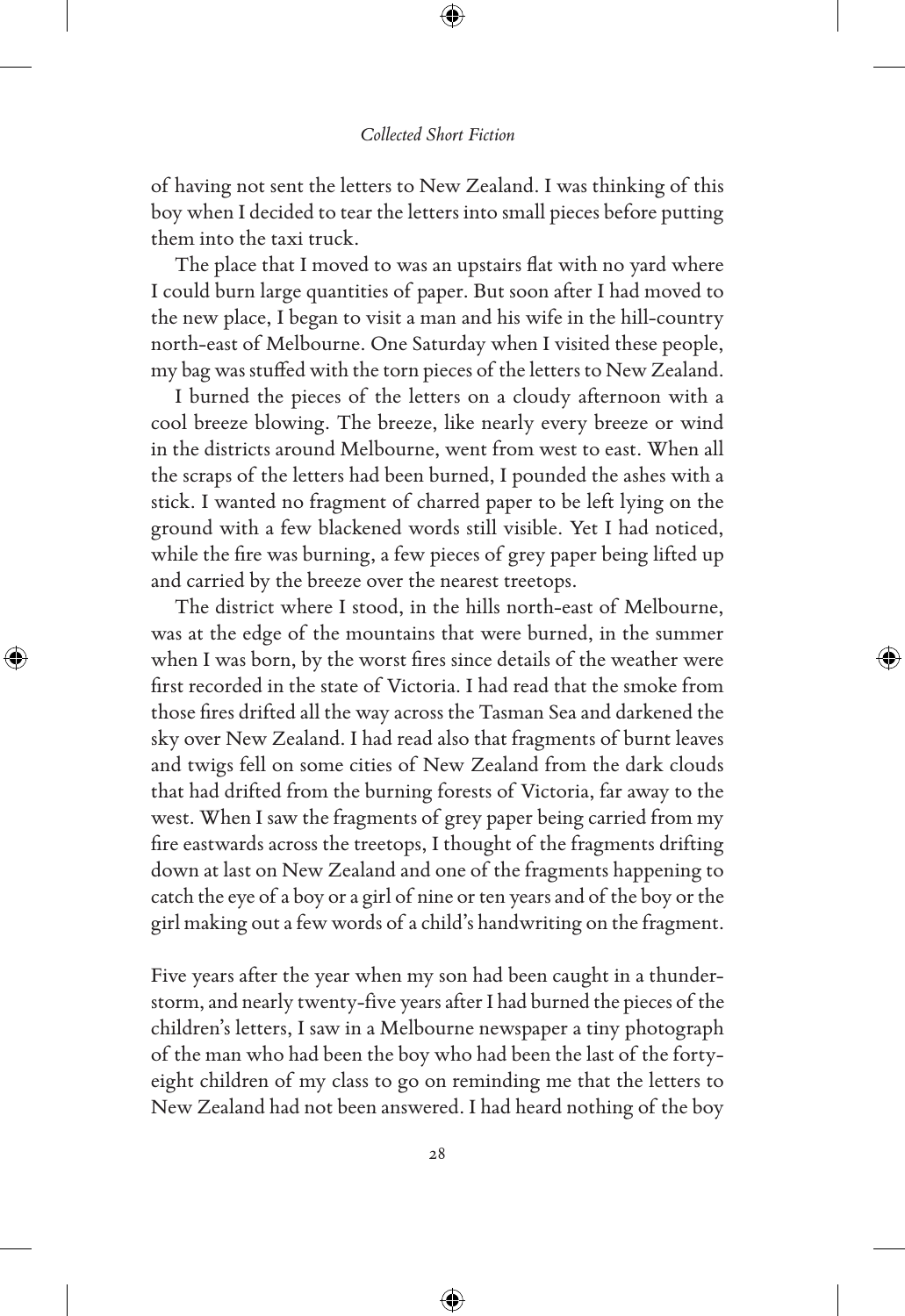of having not sent the letters to New Zealand. I was thinking of this boy when I decided to tear the letters into small pieces before putting them into the taxi truck.

The place that I moved to was an upstairs flat with no yard where I could burn large quantities of paper. But soon after I had moved to the new place, I began to visit a man and his wife in the hill-country north-east of Melbourne. One Saturday when I visited these people, my bag was stuffed with the torn pieces of the letters to New Zealand.

I burned the pieces of the letters on a cloudy afternoon with a cool breeze blowing. The breeze, like nearly every breeze or wind in the districts around Melbourne, went from west to east. When all the scraps of the letters had been burned, I pounded the ashes with a stick. I wanted no fragment of charred paper to be left lying on the ground with a few blackened words still visible. Yet I had noticed, while the fire was burning, a few pieces of grey paper being lifted up and carried by the breeze over the nearest treetops.

The district where I stood, in the hills north-east of Melbourne, was at the edge of the mountains that were burned, in the summer when I was born, by the worst fires since details of the weather were first recorded in the state of Victoria. I had read that the smoke from those fires drifted all the way across the Tasman Sea and darkened the sky over New Zealand. I had read also that fragments of burnt leaves and twigs fell on some cities of New Zealand from the dark clouds that had drifted from the burning forests of Victoria, far away to the west. When I saw the fragments of grey paper being carried from my fire eastwards across the treetops, I thought of the fragments drifting down at last on New Zealand and one of the fragments happening to catch the eye of a boy or a girl of nine or ten years and of the boy or the girl making out a few words of a child's handwriting on the fragment.

Five years after the year when my son had been caught in a thunderstorm, and nearly twenty-five years after I had burned the pieces of the children's letters, I saw in a Melbourne newspaper a tiny photograph of the man who had been the boy who had been the last of the forty-eight children of my class to go on reminding me that the letters to New Zealand had not been answered. I had heard nothing of the boy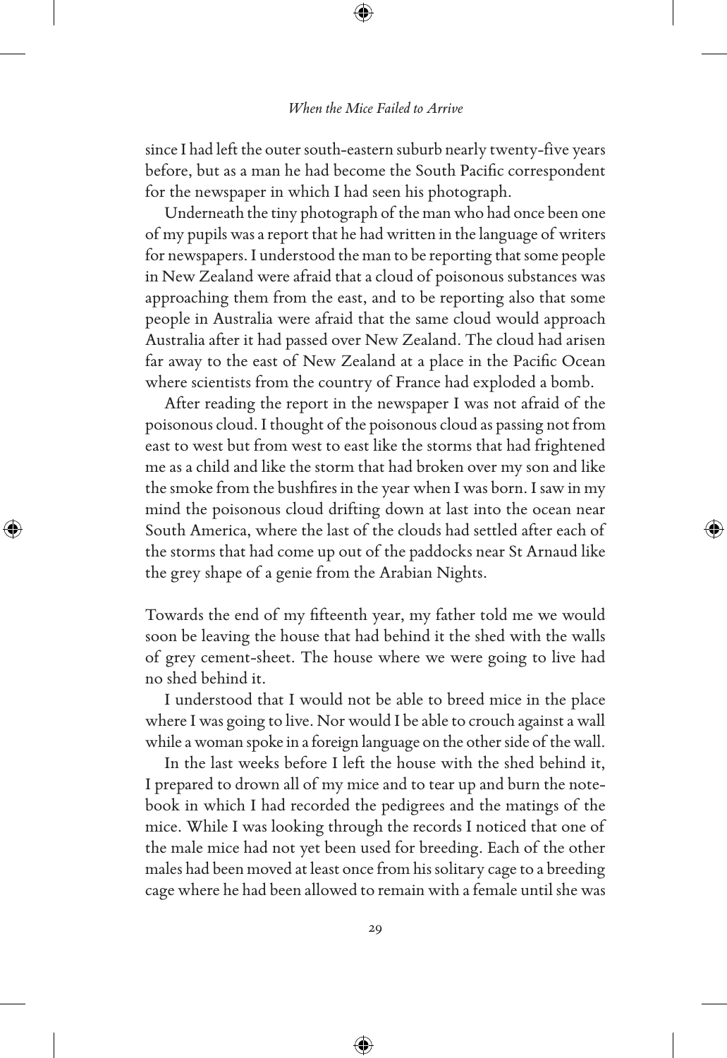since I had left the outer south-eastern suburb nearly twenty-five years before, but as a man he had become the South Pacific correspondent for the newspaper in which I had seen his photograph.

Underneath the tiny photograph of the man who had once been one of my pupils was a report that he had written in the language of writers for newspapers. I understood the man to be reporting that some people in New Zealand were afraid that a cloud of poisonous substances was approaching them from the east, and to be reporting also that some people in Australia were afraid that the same cloud would approach Australia after it had passed over New Zealand. The cloud had arisen far away to the east of New Zealand at a place in the Pacific Ocean where scientists from the country of France had exploded a bomb.

After reading the report in the newspaper I was not afraid of the poisonous cloud. I thought of the poisonous cloud as passing not from east to west but from west to east like the storms that had frightened me as a child and like the storm that had broken over my son and like the smoke from the bushfires in the year when I was born. I saw in my mind the poisonous cloud drifting down at last into the ocean near South America, where the last of the clouds had settled after each of the storms that had come up out of the paddocks near St Arnaud like the grey shape of a genie from the Arabian Nights.

Towards the end of my fifteenth year, my father told me we would soon be leaving the house that had behind it the shed with the walls of grey cement-sheet. The house where we were going to live had no shed behind it.

I understood that I would not be able to breed mice in the place where I was going to live. Nor would I be able to crouch against a wall while a woman spoke in a foreign language on the other side of the wall.

In the last weeks before I left the house with the shed behind it, I prepared to drown all of my mice and to tear up and burn the notebook in which I had recorded the pedigrees and the matings of the mice. While I was looking through the records I noticed that one of the male mice had not yet been used for breeding. Each of the other males had been moved at least once from his solitary cage to a breeding cage where he had been allowed to remain with a female until she was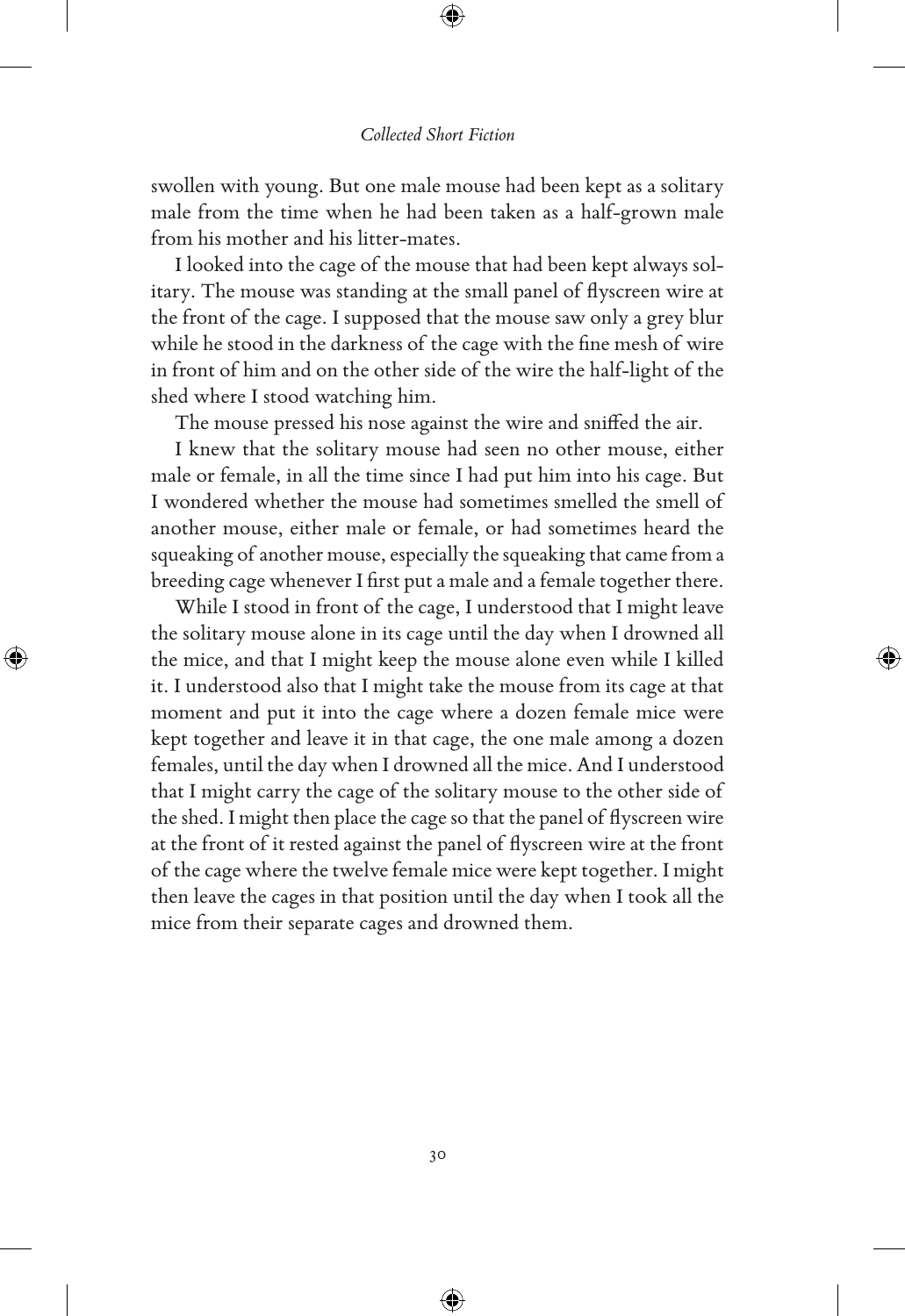swollen with young. But one male mouse had been kept as a solitary male from the time when he had been taken as a half-grown male from his mother and his litter-mates.

I looked into the cage of the mouse that had been kept always solitary. The mouse was standing at the small panel of flyscreen wire at the front of the cage. I supposed that the mouse saw only a grey blur while he stood in the darkness of the cage with the fine mesh of wire in front of him and on the other side of the wire the half-light of the shed where I stood watching him.

The mouse pressed his nose against the wire and sniffed the air.

I knew that the solitary mouse had seen no other mouse, either male or female, in all the time since I had put him into his cage. But I wondered whether the mouse had sometimes smelled the smell of another mouse, either male or female, or had sometimes heard the squeaking of another mouse, especially the squeaking that came from a breeding cage whenever I first put a male and a female together there.

While I stood in front of the cage, I understood that I might leave the solitary mouse alone in its cage until the day when I drowned all the mice, and that I might keep the mouse alone even while I killed it. I understood also that I might take the mouse from its cage at that moment and put it into the cage where a dozen female mice were kept together and leave it in that cage, the one male among a dozen females, until the day when I drowned all the mice. And I understood that I might carry the cage of the solitary mouse to the other side of the shed. I might then place the cage so that the panel of flyscreen wire at the front of it rested against the panel of flyscreen wire at the front of the cage where the twelve female mice were kept together. I might then leave the cages in that position until the day when I took all the mice from their separate cages and drowned them.